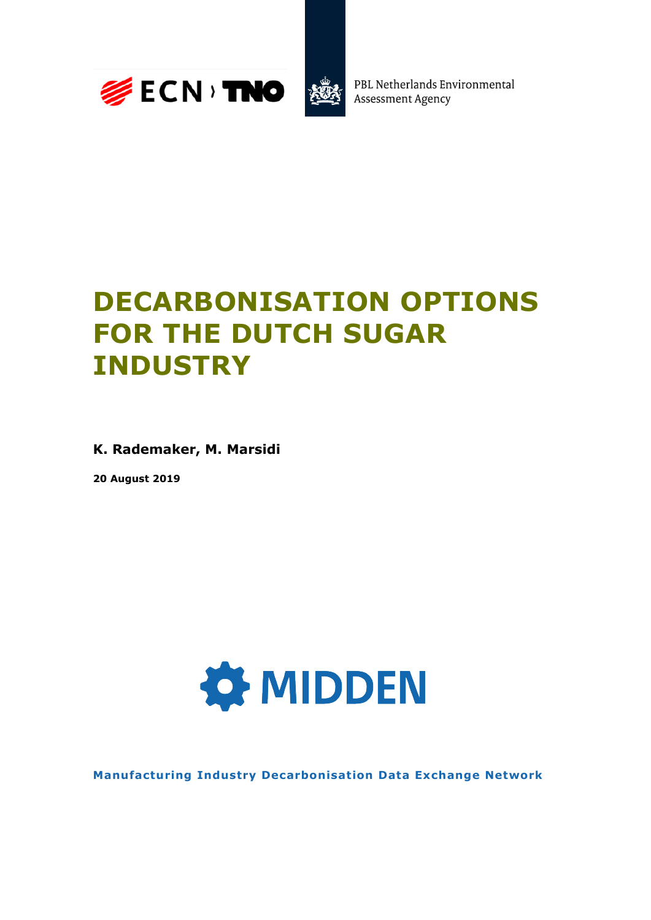ECN › TNO

PBL Netherlands Environmental Assessment Agency

# DECARBONISATION OPTIONS FOR THE DUTCH SUGAR INDUSTRY

**K. Rademaker, M. Marsidi**

**20 August 2019**

MIDDEN

**Manufacturing Industry Decarbonisation Data Exchange Network**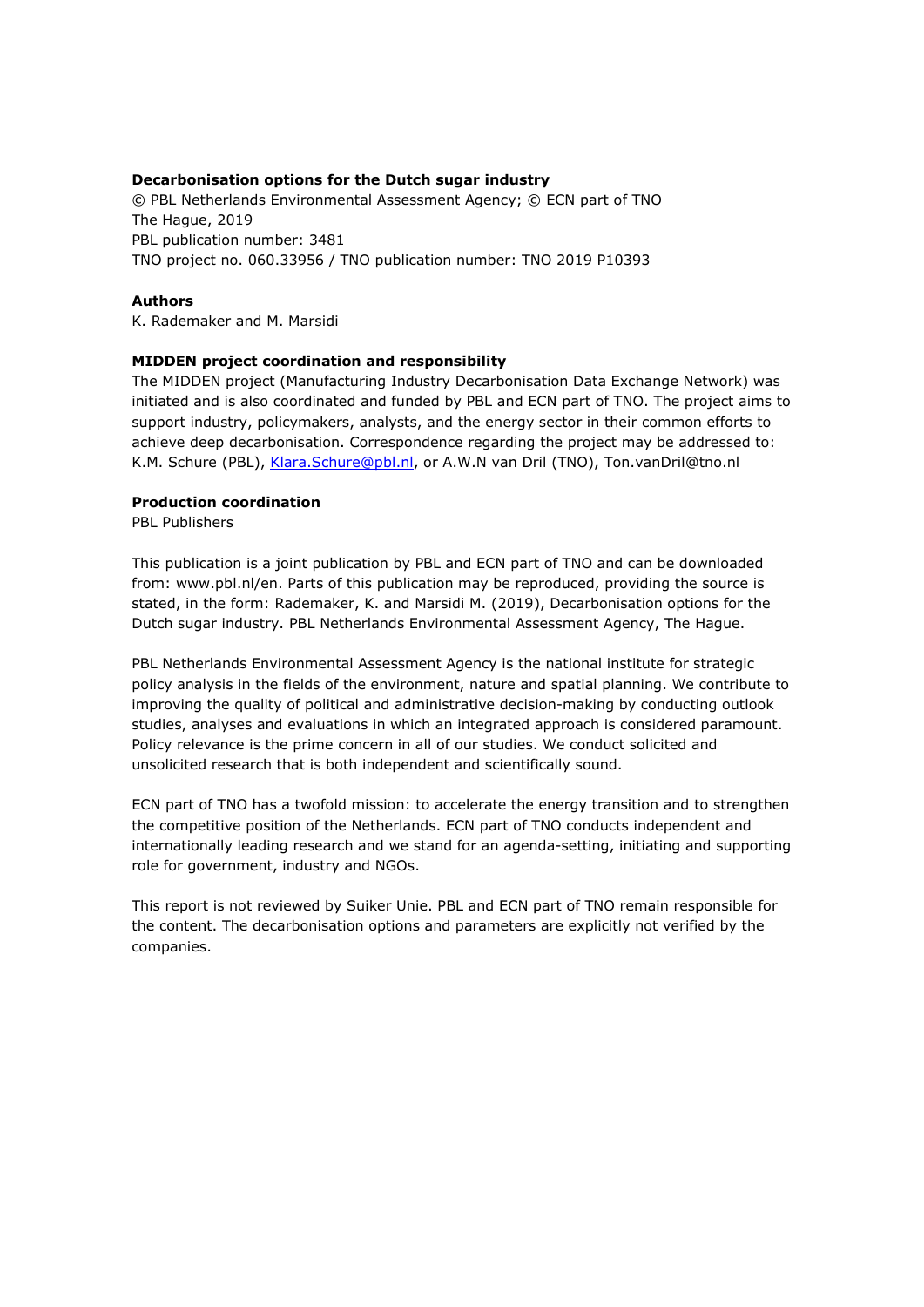**Decarbonisation options for the Dutch sugar industry**
© PBL Netherlands Environmental Assessment Agency; © ECN part of TNO
The Hague, 2019
PBL publication number: 3481
TNO project no. 060.33956 / TNO publication number: TNO 2019 P10393

**Authors**
K. Rademaker and M. Marsidi

**MIDDEN project coordination and responsibility**
The MIDDEN project (Manufacturing Industry Decarbonisation Data Exchange Network) was initiated and is also coordinated and funded by PBL and ECN part of TNO. The project aims to support industry, policymakers, analysts, and the energy sector in their common efforts to achieve deep decarbonisation. Correspondence regarding the project may be addressed to: K.M. Schure (PBL), Klara.Schure@pbl.nl, or A.W.N van Dril (TNO), Ton.vanDril@tno.nl

**Production coordination**
PBL Publishers

This publication is a joint publication by PBL and ECN part of TNO and can be downloaded from: www.pbl.nl/en. Parts of this publication may be reproduced, providing the source is stated, in the form: Rademaker, K. and Marsidi M. (2019), Decarbonisation options for the Dutch sugar industry. PBL Netherlands Environmental Assessment Agency, The Hague.

PBL Netherlands Environmental Assessment Agency is the national institute for strategic policy analysis in the fields of the environment, nature and spatial planning. We contribute to improving the quality of political and administrative decision-making by conducting outlook studies, analyses and evaluations in which an integrated approach is considered paramount. Policy relevance is the prime concern in all of our studies. We conduct solicited and unsolicited research that is both independent and scientifically sound.

ECN part of TNO has a twofold mission: to accelerate the energy transition and to strengthen the competitive position of the Netherlands. ECN part of TNO conducts independent and internationally leading research and we stand for an agenda-setting, initiating and supporting role for government, industry and NGOs.

This report is not reviewed by Suiker Unie. PBL and ECN part of TNO remain responsible for the content. The decarbonisation options and parameters are explicitly not verified by the companies.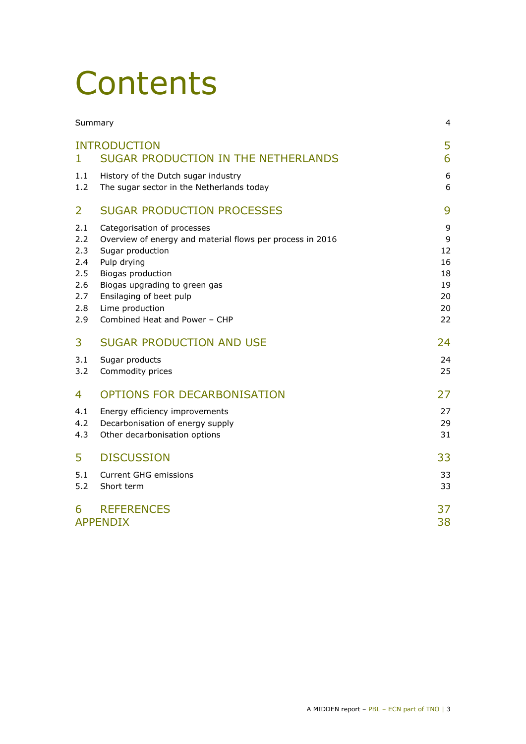# Contents

| | | |
|---|---|---|
| Summary | | 4 |
| INTRODUCTION | | 5 |
| 1 | SUGAR PRODUCTION IN THE NETHERLANDS | 6 |
| 1.1 | History of the Dutch sugar industry | 6 |
| 1.2 | The sugar sector in the Netherlands today | 6 |
| 2 | SUGAR PRODUCTION PROCESSES | 9 |
| 2.1 | Categorisation of processes | 9 |
| 2.2 | Overview of energy and material flows per process in 2016 | 9 |
| 2.3 | Sugar production | 12 |
| 2.4 | Pulp drying | 16 |
| 2.5 | Biogas production | 18 |
| 2.6 | Biogas upgrading to green gas | 19 |
| 2.7 | Ensilaging of beet pulp | 20 |
| 2.8 | Lime production | 20 |
| 2.9 | Combined Heat and Power – CHP | 22 |
| 3 | SUGAR PRODUCTION AND USE | 24 |
| 3.1 | Sugar products | 24 |
| 3.2 | Commodity prices | 25 |
| 4 | OPTIONS FOR DECARBONISATION | 27 |
| 4.1 | Energy efficiency improvements | 27 |
| 4.2 | Decarbonisation of energy supply | 29 |
| 4.3 | Other decarbonisation options | 31 |
| 5 | DISCUSSION | 33 |
| 5.1 | Current GHG emissions | 33 |
| 5.2 | Short term | 33 |
| 6 | REFERENCES | 37 |
| APPENDIX | | 38 |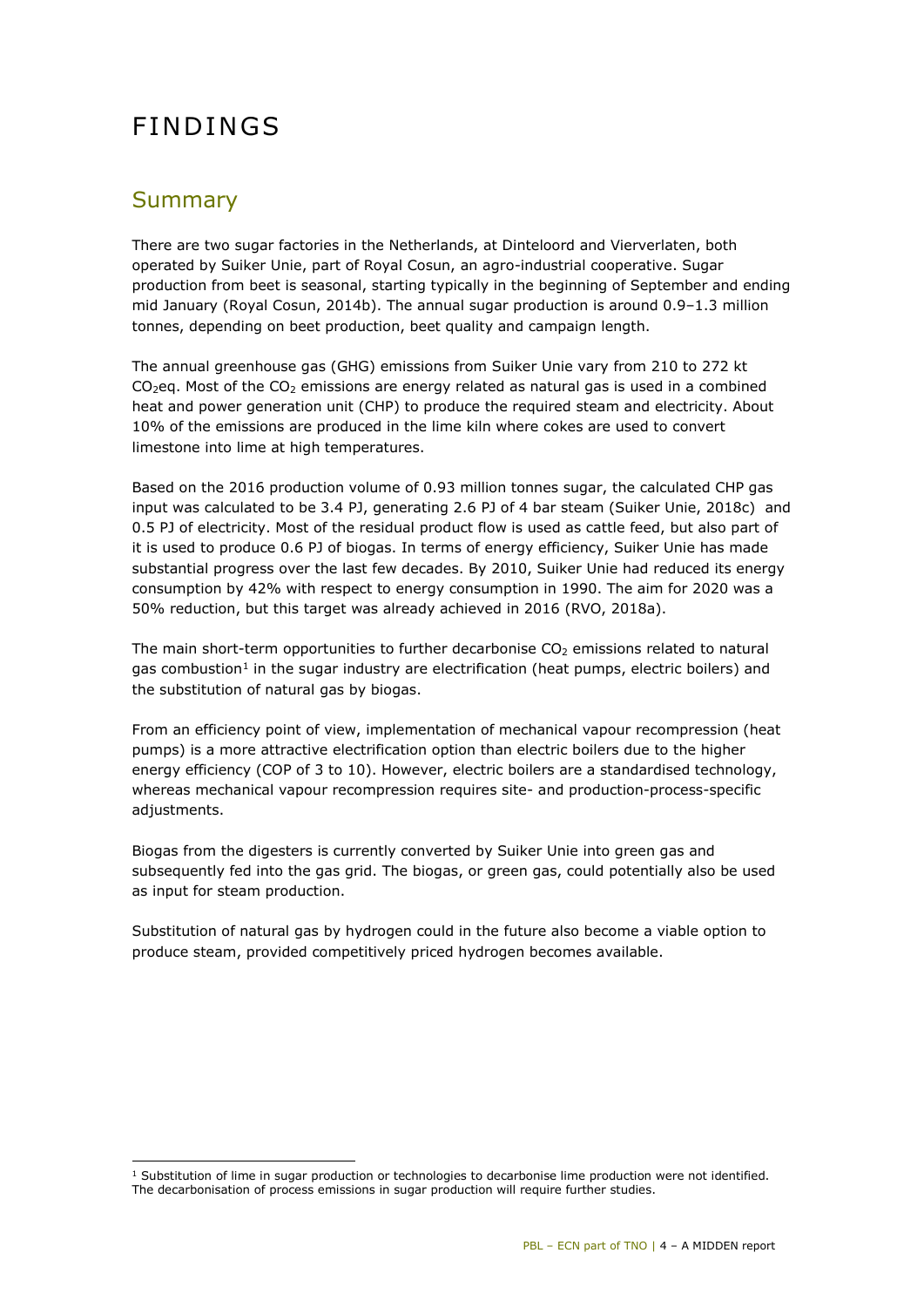# FINDINGS

## Summary

There are two sugar factories in the Netherlands, at Dinteloord and Vierverlaten, both operated by Suiker Unie, part of Royal Cosun, an agro-industrial cooperative. Sugar production from beet is seasonal, starting typically in the beginning of September and ending mid January (Royal Cosun, 2014b). The annual sugar production is around 0.9–1.3 million tonnes, depending on beet production, beet quality and campaign length.

The annual greenhouse gas (GHG) emissions from Suiker Unie vary from 210 to 272 kt $CO_2$eq. Most of the $CO_2$ emissions are energy related as natural gas is used in a combined heat and power generation unit (CHP) to produce the required steam and electricity. About 10% of the emissions are produced in the lime kiln where cokes are used to convert limestone into lime at high temperatures.

Based on the 2016 production volume of 0.93 million tonnes sugar, the calculated CHP gas input was calculated to be 3.4 PJ, generating 2.6 PJ of 4 bar steam (Suiker Unie, 2018c) and 0.5 PJ of electricity. Most of the residual product flow is used as cattle feed, but also part of it is used to produce 0.6 PJ of biogas. In terms of energy efficiency, Suiker Unie has made substantial progress over the last few decades. By 2010, Suiker Unie had reduced its energy consumption by 42% with respect to energy consumption in 1990. The aim for 2020 was a 50% reduction, but this target was already achieved in 2016 (RVO, 2018a).

The main short-term opportunities to further decarbonise $CO_2$ emissions related to natural gas combustion[1] in the sugar industry are electrification (heat pumps, electric boilers) and the substitution of natural gas by biogas.

From an efficiency point of view, implementation of mechanical vapour recompression (heat pumps) is a more attractive electrification option than electric boilers due to the higher energy efficiency (COP of 3 to 10). However, electric boilers are a standardised technology, whereas mechanical vapour recompression requires site- and production-process-specific adjustments.

Biogas from the digesters is currently converted by Suiker Unie into green gas and subsequently fed into the gas grid. The biogas, or green gas, could potentially also be used as input for steam production.

Substitution of natural gas by hydrogen could in the future also become a viable option to produce steam, provided competitively priced hydrogen becomes available.

[1] Substitution of lime in sugar production or technologies to decarbonise lime production were not identified. The decarbonisation of process emissions in sugar production will require further studies.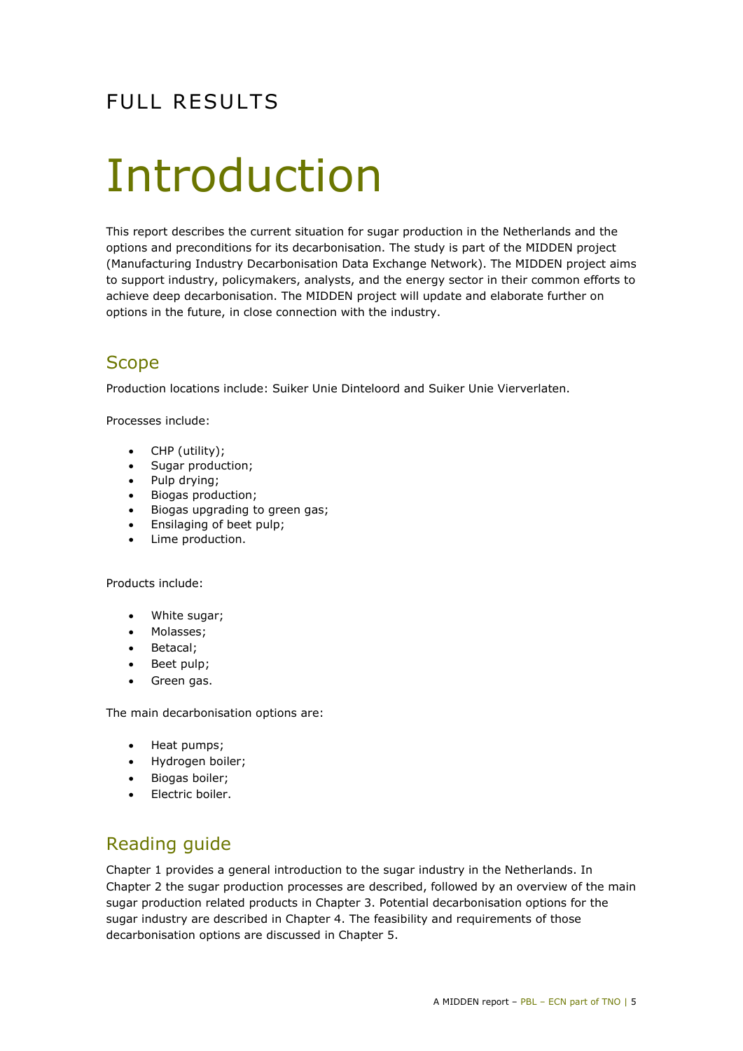FULL RESULTS

# Introduction

This report describes the current situation for sugar production in the Netherlands and the options and preconditions for its decarbonisation. The study is part of the MIDDEN project (Manufacturing Industry Decarbonisation Data Exchange Network). The MIDDEN project aims to support industry, policymakers, analysts, and the energy sector in their common efforts to achieve deep decarbonisation. The MIDDEN project will update and elaborate further on options in the future, in close connection with the industry.

## Scope

Production locations include: Suiker Unie Dinteloord and Suiker Unie Vierverlaten.

Processes include:

- CHP (utility);
- Sugar production;
- Pulp drying;
- Biogas production;
- Biogas upgrading to green gas;
- Ensilaging of beet pulp;
- Lime production.

Products include:

- White sugar;
- Molasses;
- Betacal;
- Beet pulp;
- Green gas.

The main decarbonisation options are:

- Heat pumps;
- Hydrogen boiler;
- Biogas boiler;
- Electric boiler.

## Reading guide

Chapter 1 provides a general introduction to the sugar industry in the Netherlands. In Chapter 2 the sugar production processes are described, followed by an overview of the main sugar production related products in Chapter 3. Potential decarbonisation options for the sugar industry are described in Chapter 4. The feasibility and requirements of those decarbonisation options are discussed in Chapter 5.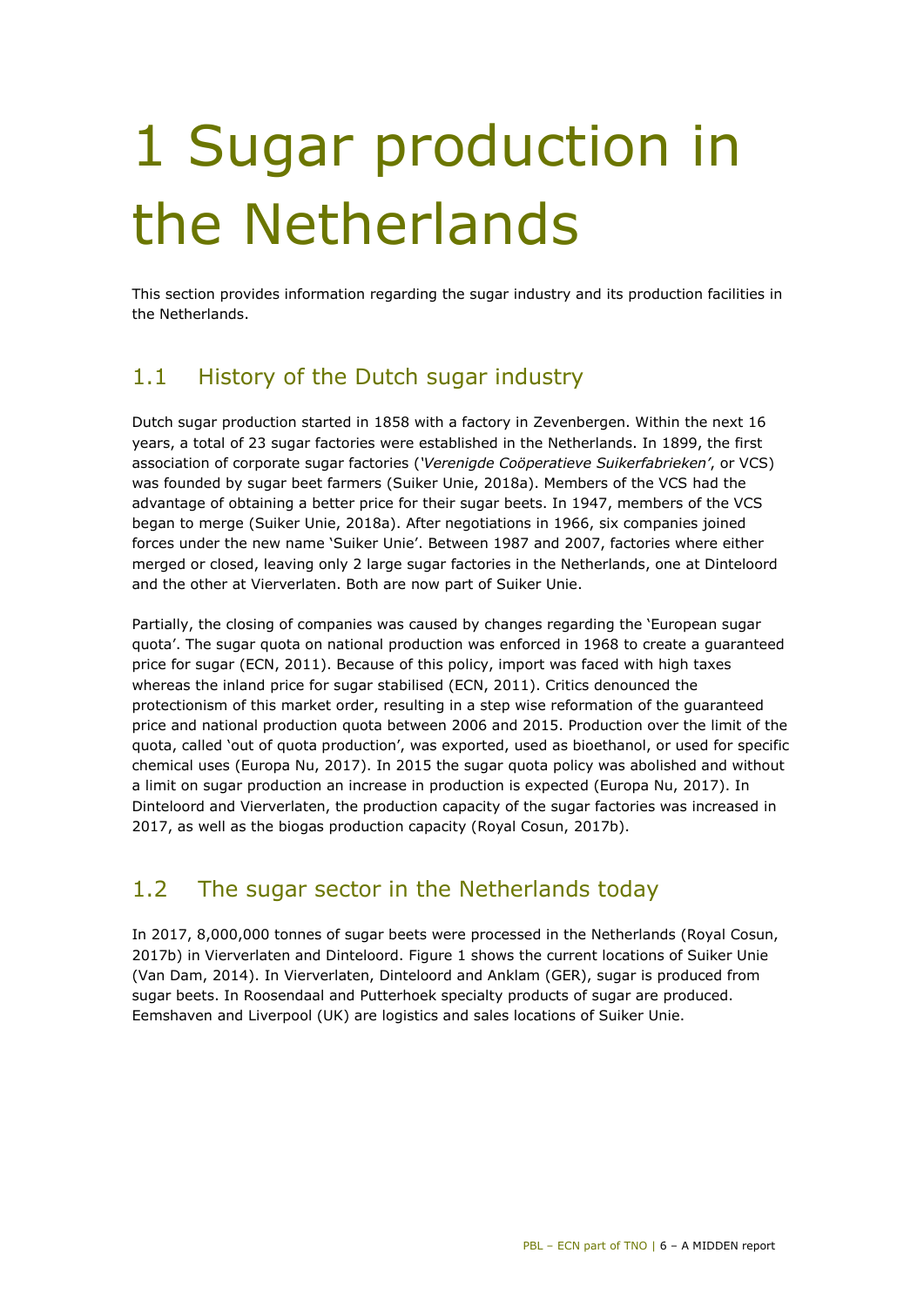# 1 Sugar production in the Netherlands

This section provides information regarding the sugar industry and its production facilities in the Netherlands.

## 1.1 History of the Dutch sugar industry

Dutch sugar production started in 1858 with a factory in Zevenbergen. Within the next 16 years, a total of 23 sugar factories were established in the Netherlands. In 1899, the first association of corporate sugar factories (*'Verenigde Coöperatieve Suikerfabrieken'*, or VCS) was founded by sugar beet farmers (Suiker Unie, 2018a). Members of the VCS had the advantage of obtaining a better price for their sugar beets. In 1947, members of the VCS began to merge (Suiker Unie, 2018a). After negotiations in 1966, six companies joined forces under the new name 'Suiker Unie'. Between 1987 and 2007, factories where either merged or closed, leaving only 2 large sugar factories in the Netherlands, one at Dinteloord and the other at Vierverlaten. Both are now part of Suiker Unie.

Partially, the closing of companies was caused by changes regarding the 'European sugar quota'. The sugar quota on national production was enforced in 1968 to create a guaranteed price for sugar (ECN, 2011). Because of this policy, import was faced with high taxes whereas the inland price for sugar stabilised (ECN, 2011). Critics denounced the protectionism of this market order, resulting in a step wise reformation of the guaranteed price and national production quota between 2006 and 2015. Production over the limit of the quota, called 'out of quota production', was exported, used as bioethanol, or used for specific chemical uses (Europa Nu, 2017). In 2015 the sugar quota policy was abolished and without a limit on sugar production an increase in production is expected (Europa Nu, 2017). In Dinteloord and Vierverlaten, the production capacity of the sugar factories was increased in 2017, as well as the biogas production capacity (Royal Cosun, 2017b).

## 1.2 The sugar sector in the Netherlands today

In 2017, 8,000,000 tonnes of sugar beets were processed in the Netherlands (Royal Cosun, 2017b) in Vierverlaten and Dinteloord. Figure 1 shows the current locations of Suiker Unie (Van Dam, 2014). In Vierverlaten, Dinteloord and Anklam (GER), sugar is produced from sugar beets. In Roosendaal and Putterhoek specialty products of sugar are produced. Eemshaven and Liverpool (UK) are logistics and sales locations of Suiker Unie.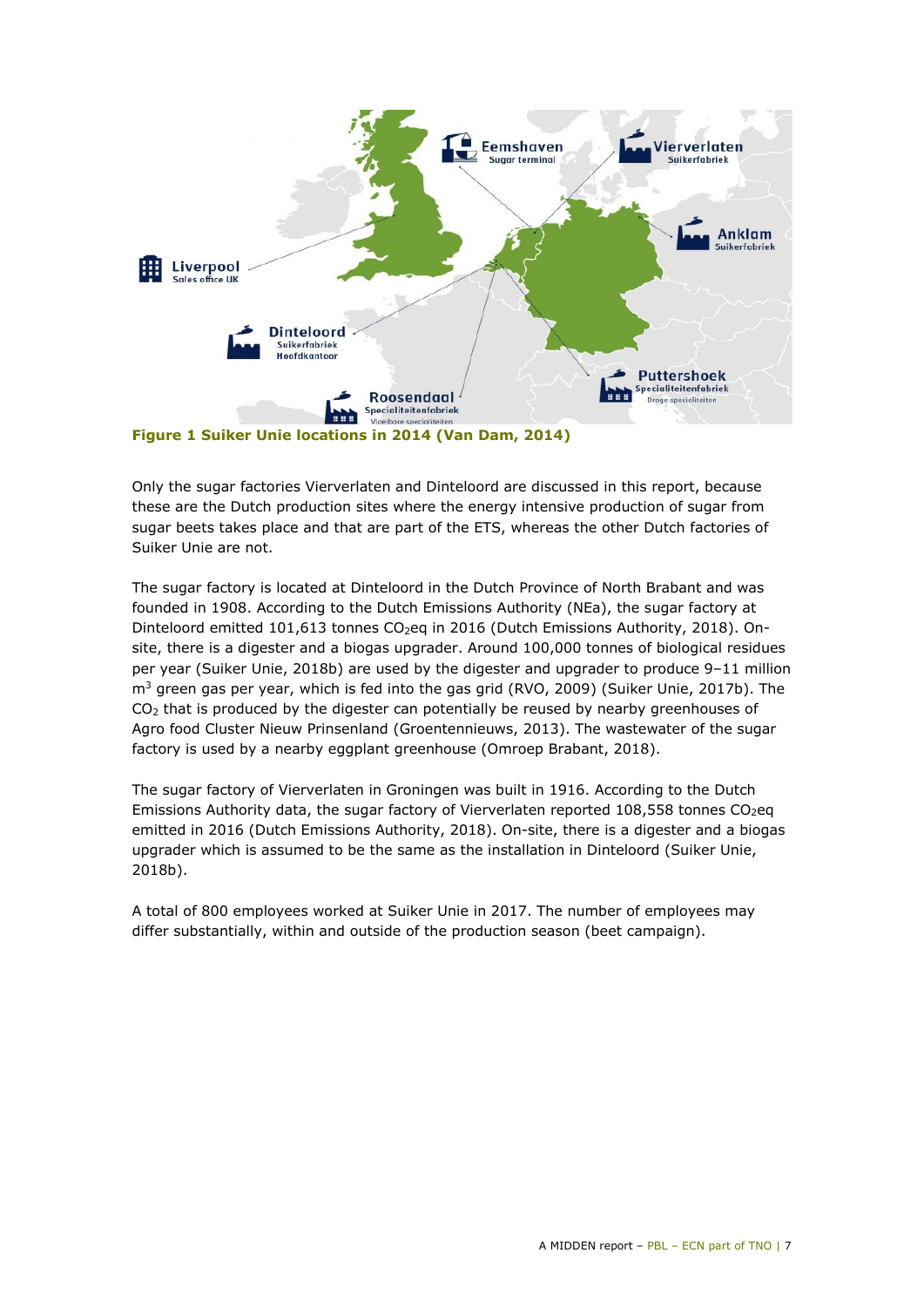**Figure 1 Suiker Unie locations in 2014 (Van Dam, 2014)**

Only the sugar factories Vierverlaten and Dinteloord are discussed in this report, because these are the Dutch production sites where the energy intensive production of sugar from sugar beets takes place and that are part of the ETS, whereas the other Dutch factories of Suiker Unie are not.

The sugar factory is located at Dinteloord in the Dutch Province of North Brabant and was founded in 1908. According to the Dutch Emissions Authority (NEa), the sugar factory at Dinteloord emitted 101,613 tonnes $CO_2$eq in 2016 (Dutch Emissions Authority, 2018). On-site, there is a digester and a biogas upgrader. Around 100,000 tonnes of biological residues per year (Suiker Unie, 2018b) are used by the digester and upgrader to produce 9–11 million $m^3$ green gas per year, which is fed into the gas grid (RVO, 2009) (Suiker Unie, 2017b). The $CO_2$ that is produced by the digester can potentially be reused by nearby greenhouses of Agro food Cluster Nieuw Prinsenland (Groentennieuws, 2013). The wastewater of the sugar factory is used by a nearby eggplant greenhouse (Omroep Brabant, 2018).

The sugar factory of Vierverlaten in Groningen was built in 1916. According to the Dutch Emissions Authority data, the sugar factory of Vierverlaten reported 108,558 tonnes $CO_2$eq emitted in 2016 (Dutch Emissions Authority, 2018). On-site, there is a digester and a biogas upgrader which is assumed to be the same as the installation in Dinteloord (Suiker Unie, 2018b).

A total of 800 employees worked at Suiker Unie in 2017. The number of employees may differ substantially, within and outside of the production season (beet campaign).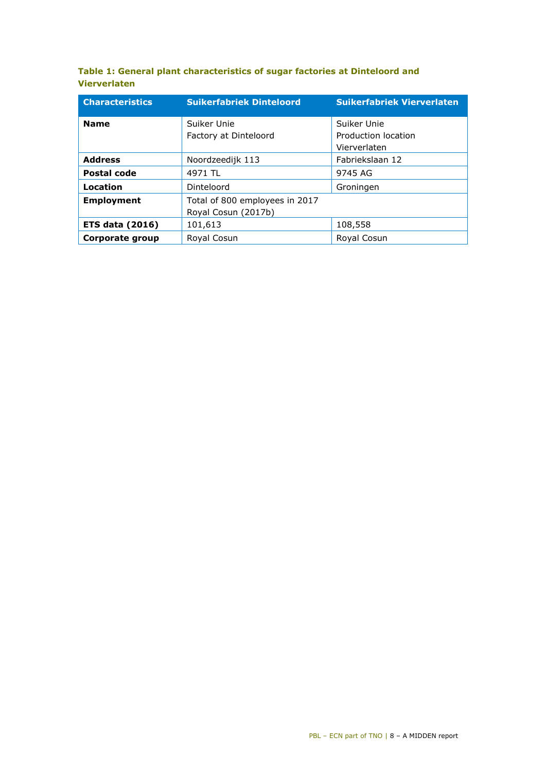**Table 1: General plant characteristics of sugar factories at Dinteloord and Vierverlaten**

| Characteristics | Suikerfabriek Dinteloord | Suikerfabriek Vierverlaten |
|---|---|---|
| **Name** | Suiker Unie<br>Factory at Dinteloord | Suiker Unie<br>Production location Vierverlaten |
| **Address** | Noordzeedijk 113 | Fabriekslaan 12 |
| **Postal code** | 4971 TL | 9745 AG |
| **Location** | Dinteloord | Groningen |
| **Employment** | Total of 800 employees in 2017 Royal Cosun (2017b) | |
| **ETS data (2016)** | 101,613 | 108,558 |
| **Corporate group** | Royal Cosun | Royal Cosun |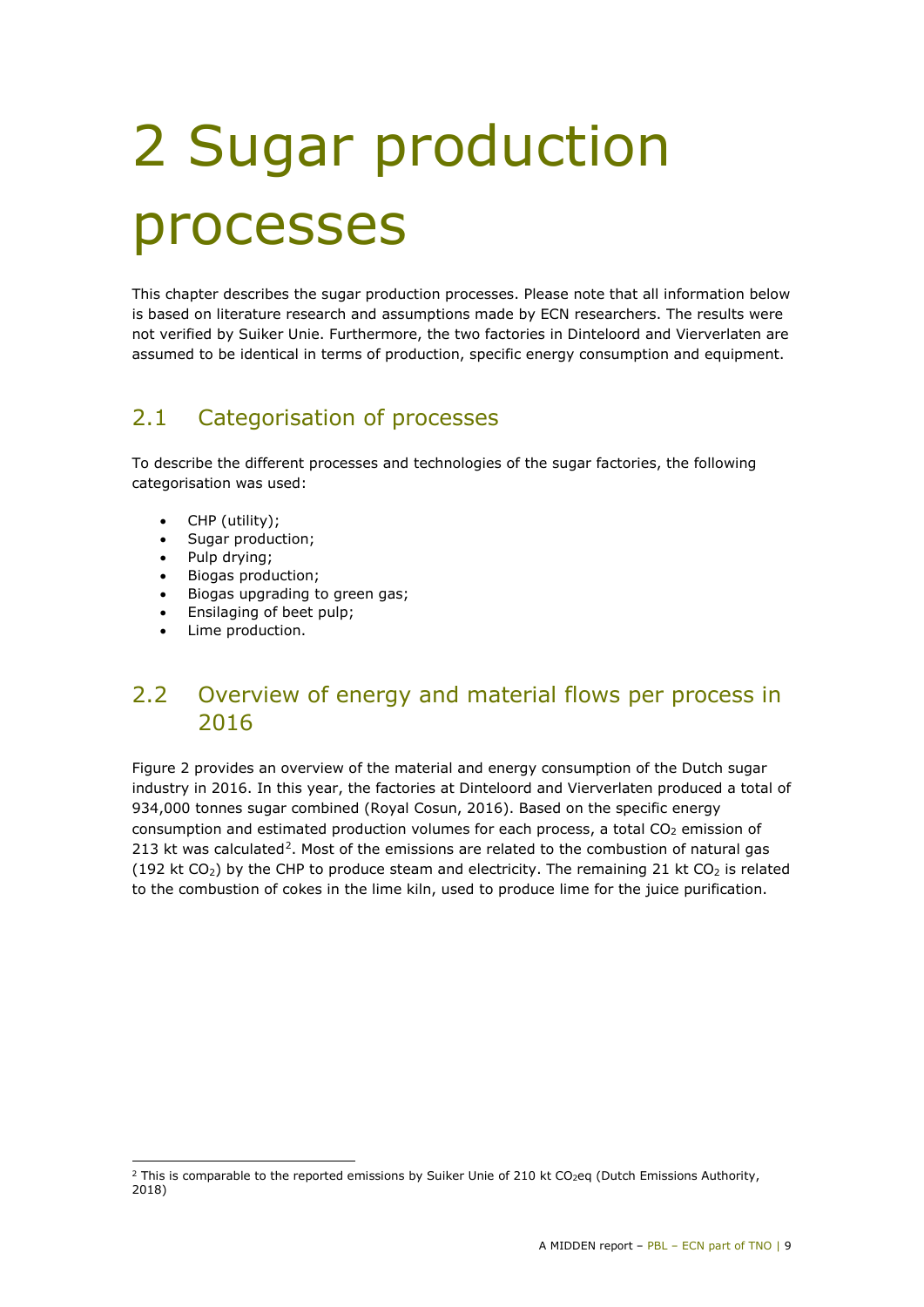# 2 Sugar production processes

This chapter describes the sugar production processes. Please note that all information below is based on literature research and assumptions made by ECN researchers. The results were not verified by Suiker Unie. Furthermore, the two factories in Dinteloord and Vierverlaten are assumed to be identical in terms of production, specific energy consumption and equipment.

## 2.1 Categorisation of processes

To describe the different processes and technologies of the sugar factories, the following categorisation was used:

- CHP (utility);
- Sugar production;
- Pulp drying;
- Biogas production;
- Biogas upgrading to green gas;
- Ensilaging of beet pulp;
- Lime production.

## 2.2 Overview of energy and material flows per process in 2016

Figure 2 provides an overview of the material and energy consumption of the Dutch sugar industry in 2016. In this year, the factories at Dinteloord and Vierverlaten produced a total of 934,000 tonnes sugar combined (Royal Cosun, 2016). Based on the specific energy consumption and estimated production volumes for each process, a total $CO_2$ emission of 213 kt was calculated[2]. Most of the emissions are related to the combustion of natural gas (192 kt $CO_2$) by the CHP to produce steam and electricity. The remaining 21 kt $CO_2$ is related to the combustion of cokes in the lime kiln, used to produce lime for the juice purification.

[2] This is comparable to the reported emissions by Suiker Unie of 210 kt $CO_2$eq (Dutch Emissions Authority, 2018)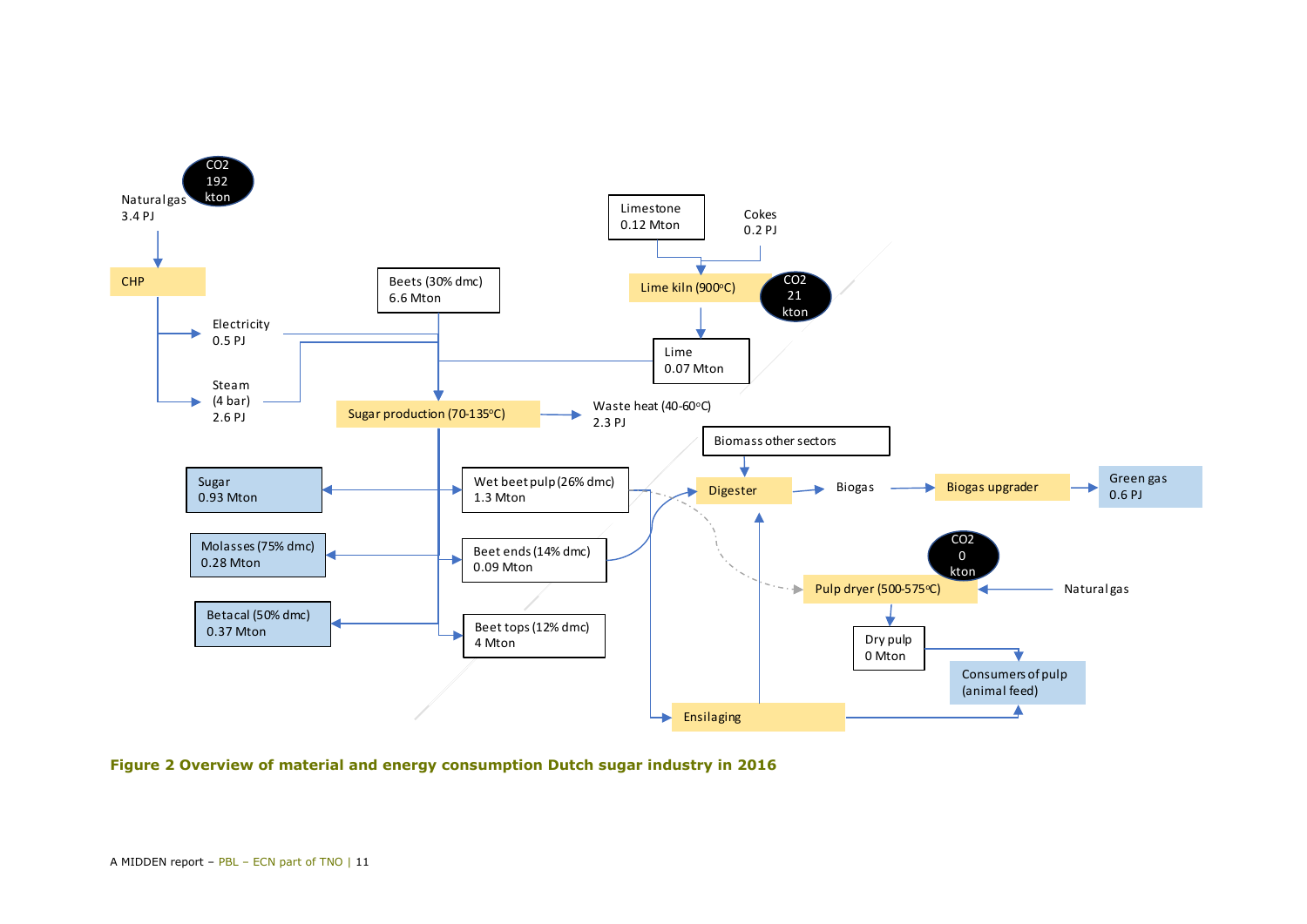Natural gas
3.4 PJ

$CO_2$
192
kton

CHP

Electricity
0.5 PJ

Steam
(4 bar)
2.6 PJ

Beets (30% dmc)
6.6 Mton

Limestone
0.12 Mton

Cokes
0.2 PJ

Lime kiln (900°C)

$CO_2$
21
kton

Lime
0.07 Mton

Sugar production (70-135°C)

Waste heat (40-60°C)
2.3 PJ

Biomass other sectors

Sugar
0.93 Mton

Wet beet pulp (26% dmc)
1.3 Mton

Digester

Biogas

Biogas upgrader

Green gas
0.6 PJ

Molasses (75% dmc)
0.28 Mton

Beet ends (14% dmc)
0.09 Mton

$CO_2$
0
kton

Pulp dryer (500-575°C)

Natural gas

Betacal (50% dmc)
0.37 Mton

Beet tops (12% dmc)
4 Mton

Dry pulp
0 Mton

Consumers of pulp
(animal feed)

Ensilaging

**Figure 2 Overview of material and energy consumption Dutch sugar industry in 2016**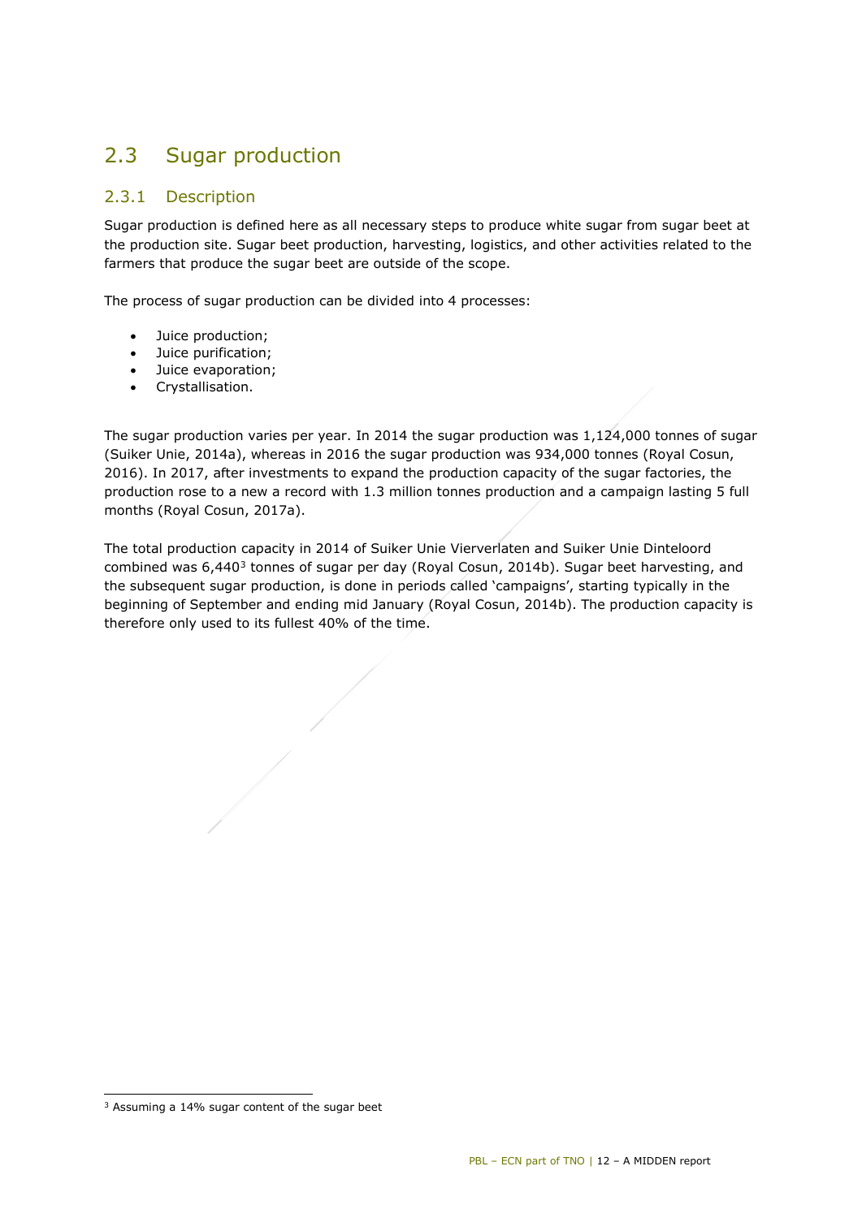## 2.3 Sugar production

### 2.3.1 Description

Sugar production is defined here as all necessary steps to produce white sugar from sugar beet at the production site. Sugar beet production, harvesting, logistics, and other activities related to the farmers that produce the sugar beet are outside of the scope.

The process of sugar production can be divided into 4 processes:

- Juice production;
- Juice purification;
- Juice evaporation;
- Crystallisation.

The sugar production varies per year. In 2014 the sugar production was 1,124,000 tonnes of sugar (Suiker Unie, 2014a), whereas in 2016 the sugar production was 934,000 tonnes (Royal Cosun, 2016). In 2017, after investments to expand the production capacity of the sugar factories, the production rose to a new a record with 1.3 million tonnes production and a campaign lasting 5 full months (Royal Cosun, 2017a).

The total production capacity in 2014 of Suiker Unie Vierverlaten and Suiker Unie Dinteloord combined was 6,440[3] tonnes of sugar per day (Royal Cosun, 2014b). Sugar beet harvesting, and the subsequent sugar production, is done in periods called 'campaigns', starting typically in the beginning of September and ending mid January (Royal Cosun, 2014b). The production capacity is therefore only used to its fullest 40% of the time.

[3] Assuming a 14% sugar content of the sugar beet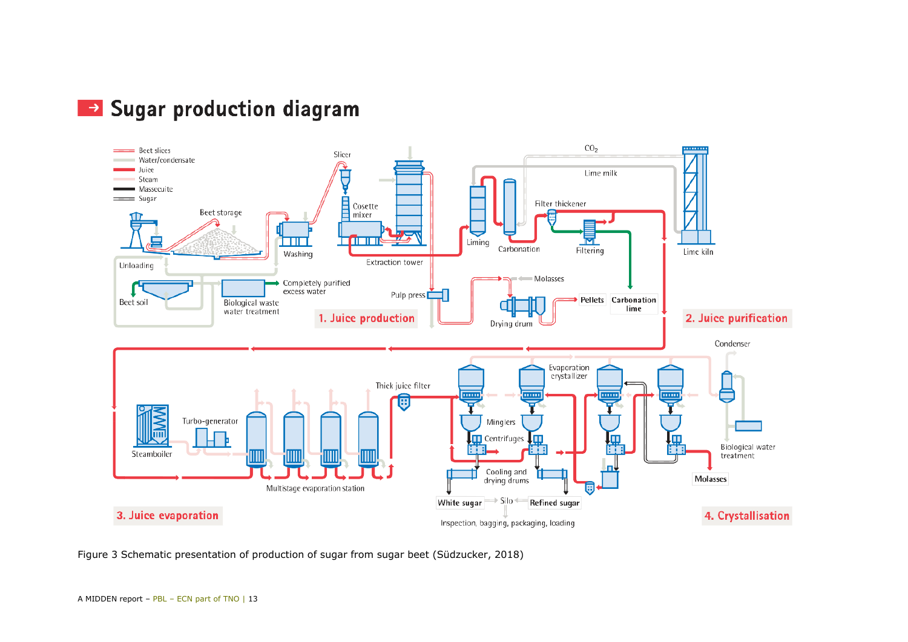## Sugar production diagram

Beet slices
Water/condensate
Juice
Steam
Massecuite
Sugar

Unloading, Beet storage, Washing, Slicer, Cosette mixer, Extraction tower, Beet soil, Biological waste water treatment, Completely purified excess water, Pulp press, Drying drum, Molasses, Pellets, Carbonation lime, Liming, Carbonation, Filter thickener, Filtering, Lime milk, $CO_2$, Lime kiln

1. Juice production

2. Juice purification

Steamboiler, Turbo-generator, Multistage evaporation station, Thick juice filter, Evaporation crystallizer, Minglers, Centrifuges, Cooling and drying drums, Condenser, Biological water treatment, Molasses, White sugar, Silo, Refined sugar, Inspection, bagging, packaging, loading

3. Juice evaporation

4. Crystallisation

Figure 3 Schematic presentation of production of sugar from sugar beet (Südzucker, 2018)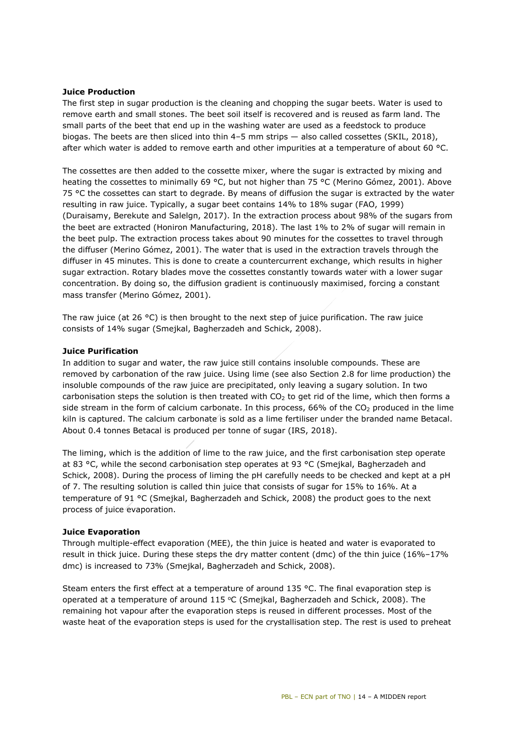**Juice Production**

The first step in sugar production is the cleaning and chopping the sugar beets. Water is used to remove earth and small stones. The beet soil itself is recovered and is reused as farm land. The small parts of the beet that end up in the washing water are used as a feedstock to produce biogas. The beets are then sliced into thin 4–5 mm strips — also called cossettes (SKIL, 2018), after which water is added to remove earth and other impurities at a temperature of about 60 °C.

The cossettes are then added to the cossette mixer, where the sugar is extracted by mixing and heating the cossettes to minimally 69 °C, but not higher than 75 °C (Merino Gómez, 2001). Above 75 °C the cossettes can start to degrade. By means of diffusion the sugar is extracted by the water resulting in raw juice. Typically, a sugar beet contains 14% to 18% sugar (FAO, 1999) (Duraisamy, Berekute and Salelgn, 2017). In the extraction process about 98% of the sugars from the beet are extracted (Honiron Manufacturing, 2018). The last 1% to 2% of sugar will remain in the beet pulp. The extraction process takes about 90 minutes for the cossettes to travel through the diffuser (Merino Gómez, 2001). The water that is used in the extraction travels through the diffuser in 45 minutes. This is done to create a countercurrent exchange, which results in higher sugar extraction. Rotary blades move the cossettes constantly towards water with a lower sugar concentration. By doing so, the diffusion gradient is continuously maximised, forcing a constant mass transfer (Merino Gómez, 2001).

The raw juice (at 26 °C) is then brought to the next step of juice purification. The raw juice consists of 14% sugar (Smejkal, Bagherzadeh and Schick, 2008).

**Juice Purification**

In addition to sugar and water, the raw juice still contains insoluble compounds. These are removed by carbonation of the raw juice. Using lime (see also Section 2.8 for lime production) the insoluble compounds of the raw juice are precipitated, only leaving a sugary solution. In two carbonisation steps the solution is then treated with $CO_2$ to get rid of the lime, which then forms a side stream in the form of calcium carbonate. In this process, 66% of the $CO_2$ produced in the lime kiln is captured. The calcium carbonate is sold as a lime fertiliser under the branded name Betacal. About 0.4 tonnes Betacal is produced per tonne of sugar (IRS, 2018).

The liming, which is the addition of lime to the raw juice, and the first carbonisation step operate at 83 °C, while the second carbonisation step operates at 93 °C (Smejkal, Bagherzadeh and Schick, 2008). During the process of liming the pH carefully needs to be checked and kept at a pH of 7. The resulting solution is called thin juice that consists of sugar for 15% to 16%. At a temperature of 91 °C (Smejkal, Bagherzadeh and Schick, 2008) the product goes to the next process of juice evaporation.

**Juice Evaporation**

Through multiple-effect evaporation (MEE), the thin juice is heated and water is evaporated to result in thick juice. During these steps the dry matter content (dmc) of the thin juice (16%–17% dmc) is increased to 73% (Smejkal, Bagherzadeh and Schick, 2008).

Steam enters the first effect at a temperature of around 135 °C. The final evaporation step is operated at a temperature of around 115 °C (Smejkal, Bagherzadeh and Schick, 2008). The remaining hot vapour after the evaporation steps is reused in different processes. Most of the waste heat of the evaporation steps is used for the crystallisation step. The rest is used to preheat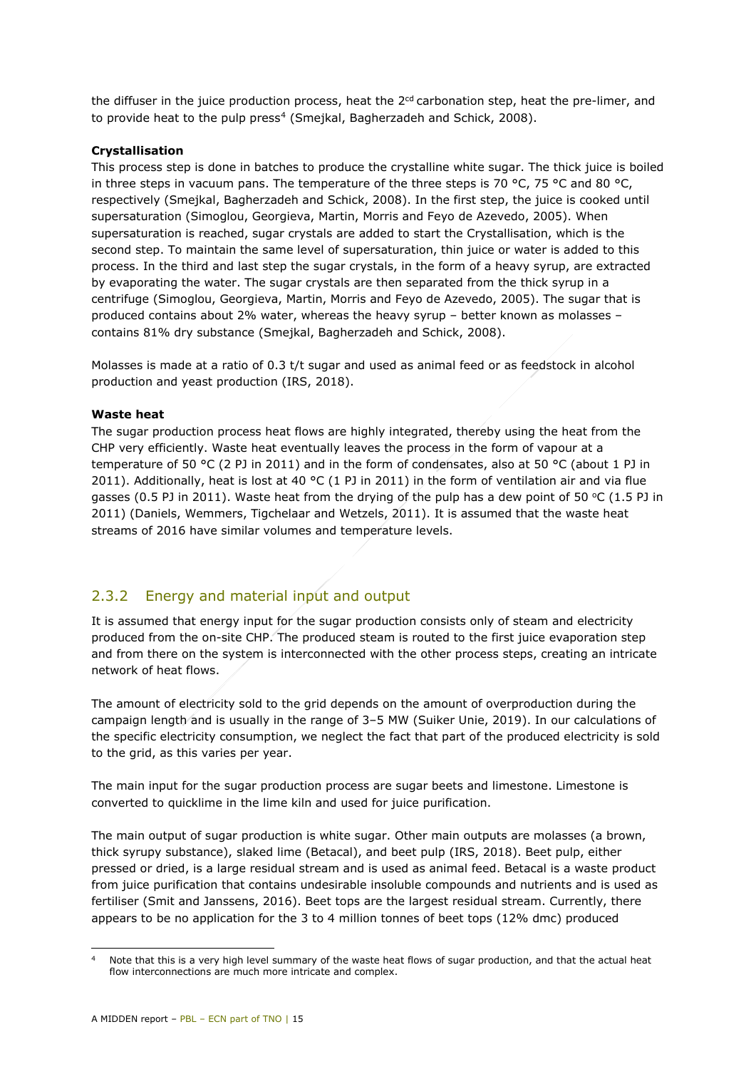the diffuser in the juice production process, heat the 2cd carbonation step, heat the pre-limer, and to provide heat to the pulp press[4] (Smejkal, Bagherzadeh and Schick, 2008).

**Crystallisation**

This process step is done in batches to produce the crystalline white sugar. The thick juice is boiled in three steps in vacuum pans. The temperature of the three steps is 70 °C, 75 °C and 80 °C, respectively (Smejkal, Bagherzadeh and Schick, 2008). In the first step, the juice is cooked until supersaturation (Simoglou, Georgieva, Martin, Morris and Feyo de Azevedo, 2005). When supersaturation is reached, sugar crystals are added to start the Crystallisation, which is the second step. To maintain the same level of supersaturation, thin juice or water is added to this process. In the third and last step the sugar crystals, in the form of a heavy syrup, are extracted by evaporating the water. The sugar crystals are then separated from the thick syrup in a centrifuge (Simoglou, Georgieva, Martin, Morris and Feyo de Azevedo, 2005). The sugar that is produced contains about 2% water, whereas the heavy syrup – better known as molasses – contains 81% dry substance (Smejkal, Bagherzadeh and Schick, 2008).

Molasses is made at a ratio of 0.3 t/t sugar and used as animal feed or as feedstock in alcohol production and yeast production (IRS, 2018).

**Waste heat**

The sugar production process heat flows are highly integrated, thereby using the heat from the CHP very efficiently. Waste heat eventually leaves the process in the form of vapour at a temperature of 50 °C (2 PJ in 2011) and in the form of condensates, also at 50 °C (about 1 PJ in 2011). Additionally, heat is lost at 40 °C (1 PJ in 2011) in the form of ventilation air and via flue gasses (0.5 PJ in 2011). Waste heat from the drying of the pulp has a dew point of 50 °C (1.5 PJ in 2011) (Daniels, Wemmers, Tigchelaar and Wetzels, 2011). It is assumed that the waste heat streams of 2016 have similar volumes and temperature levels.

### 2.3.2 Energy and material input and output

It is assumed that energy input for the sugar production consists only of steam and electricity produced from the on-site CHP. The produced steam is routed to the first juice evaporation step and from there on the system is interconnected with the other process steps, creating an intricate network of heat flows.

The amount of electricity sold to the grid depends on the amount of overproduction during the campaign length and is usually in the range of 3–5 MW (Suiker Unie, 2019). In our calculations of the specific electricity consumption, we neglect the fact that part of the produced electricity is sold to the grid, as this varies per year.

The main input for the sugar production process are sugar beets and limestone. Limestone is converted to quicklime in the lime kiln and used for juice purification.

The main output of sugar production is white sugar. Other main outputs are molasses (a brown, thick syrupy substance), slaked lime (Betacal), and beet pulp (IRS, 2018). Beet pulp, either pressed or dried, is a large residual stream and is used as animal feed. Betacal is a waste product from juice purification that contains undesirable insoluble compounds and nutrients and is used as fertiliser (Smit and Janssens, 2016). Beet tops are the largest residual stream. Currently, there appears to be no application for the 3 to 4 million tonnes of beet tops (12% dmc) produced

[4] Note that this is a very high level summary of the waste heat flows of sugar production, and that the actual heat flow interconnections are much more intricate and complex.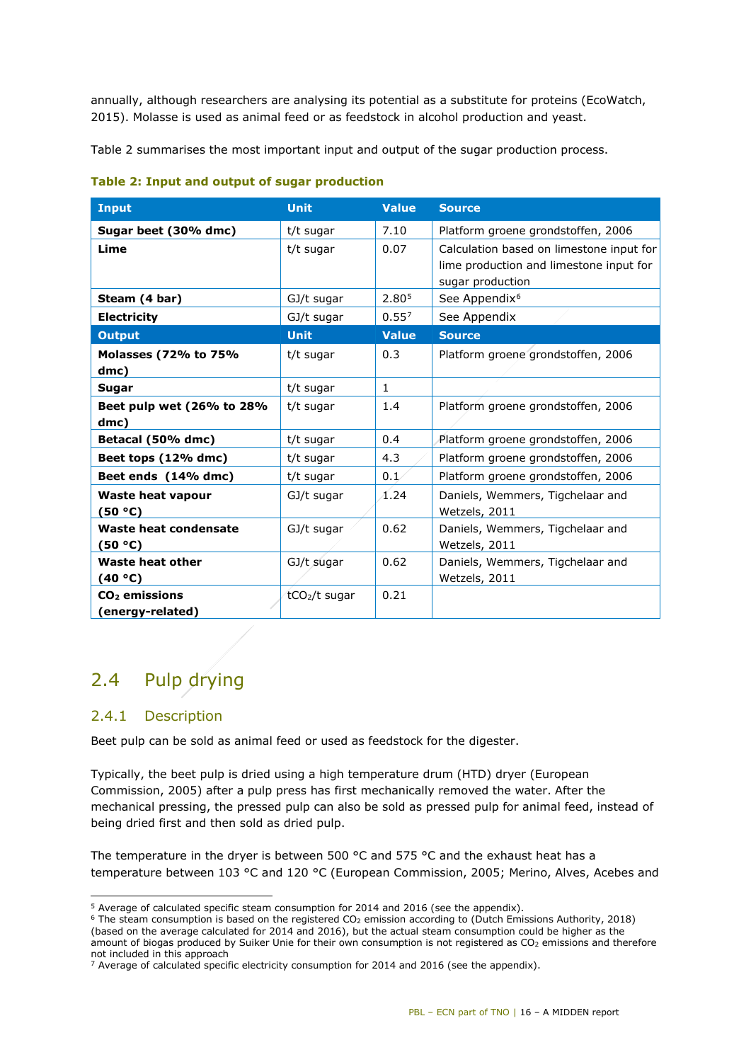annually, although researchers are analysing its potential as a substitute for proteins (EcoWatch, 2015). Molasse is used as animal feed or as feedstock in alcohol production and yeast.

Table 2 summarises the most important input and output of the sugar production process.

**Table 2: Input and output of sugar production**

| Input | Unit | Value | Source |
|---|---|---|---|
| **Sugar beet (30% dmc)** | t/t sugar | 7.10 | Platform groene grondstoffen, 2006 |
| **Lime** | t/t sugar | 0.07 | Calculation based on limestone input for lime production and limestone input for sugar production |
| **Steam (4 bar)** | GJ/t sugar | 2.80[5] | See Appendix[6] |
| **Electricity** | GJ/t sugar | 0.55[7] | See Appendix |
| **Output** | **Unit** | **Value** | **Source** |
| **Molasses (72% to 75% dmc)** | t/t sugar | 0.3 | Platform groene grondstoffen, 2006 |
| **Sugar** | t/t sugar | 1 | |
| **Beet pulp wet (26% to 28% dmc)** | t/t sugar | 1.4 | Platform groene grondstoffen, 2006 |
| **Betacal (50% dmc)** | t/t sugar | 0.4 | Platform groene grondstoffen, 2006 |
| **Beet tops (12% dmc)** | t/t sugar | 4.3 | Platform groene grondstoffen, 2006 |
| **Beet ends (14% dmc)** | t/t sugar | 0.1 | Platform groene grondstoffen, 2006 |
| **Waste heat vapour (50 °C)** | GJ/t sugar | 1.24 | Daniels, Wemmers, Tigchelaar and Wetzels, 2011 |
| **Waste heat condensate (50 °C)** | GJ/t sugar | 0.62 | Daniels, Wemmers, Tigchelaar and Wetzels, 2011 |
| **Waste heat other (40 °C)** | GJ/t sugar | 0.62 | Daniels, Wemmers, Tigchelaar and Wetzels, 2011 |
| **$CO_2$ emissions (energy-related)** | $tCO_2$/t sugar | 0.21 | |

## 2.4 Pulp drying

### 2.4.1 Description

Beet pulp can be sold as animal feed or used as feedstock for the digester.

Typically, the beet pulp is dried using a high temperature drum (HTD) dryer (European Commission, 2005) after a pulp press has first mechanically removed the water. After the mechanical pressing, the pressed pulp can also be sold as pressed pulp for animal feed, instead of being dried first and then sold as dried pulp.

The temperature in the dryer is between 500 °C and 575 °C and the exhaust heat has a temperature between 103 °C and 120 °C (European Commission, 2005; Merino, Alves, Acebes and

[5] Average of calculated specific steam consumption for 2014 and 2016 (see the appendix).

[6] The steam consumption is based on the registered $CO_2$ emission according to (Dutch Emissions Authority, 2018) (based on the average calculated for 2014 and 2016), but the actual steam consumption could be higher as the amount of biogas produced by Suiker Unie for their own consumption is not registered as $CO_2$ emissions and therefore not included in this approach

[7] Average of calculated specific electricity consumption for 2014 and 2016 (see the appendix).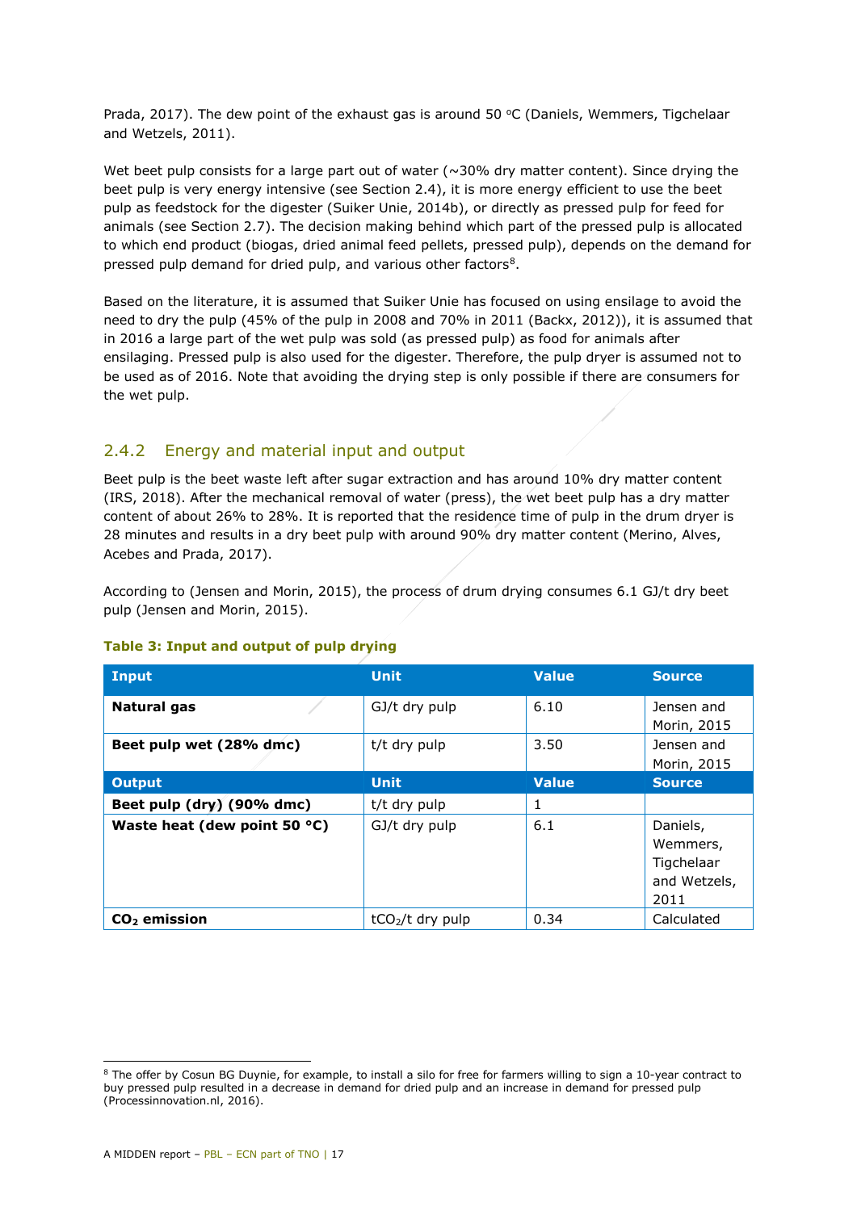Prada, 2017). The dew point of the exhaust gas is around 50 °C (Daniels, Wemmers, Tigchelaar and Wetzels, 2011).

Wet beet pulp consists for a large part out of water (~30% dry matter content). Since drying the beet pulp is very energy intensive (see Section 2.4), it is more energy efficient to use the beet pulp as feedstock for the digester (Suiker Unie, 2014b), or directly as pressed pulp for feed for animals (see Section 2.7). The decision making behind which part of the pressed pulp is allocated to which end product (biogas, dried animal feed pellets, pressed pulp), depends on the demand for pressed pulp demand for dried pulp, and various other factors[8].

Based on the literature, it is assumed that Suiker Unie has focused on using ensilage to avoid the need to dry the pulp (45% of the pulp in 2008 and 70% in 2011 (Backx, 2012)), it is assumed that in 2016 a large part of the wet pulp was sold (as pressed pulp) as food for animals after ensilaging. Pressed pulp is also used for the digester. Therefore, the pulp dryer is assumed not to be used as of 2016. Note that avoiding the drying step is only possible if there are consumers for the wet pulp.

## 2.4.2 Energy and material input and output

Beet pulp is the beet waste left after sugar extraction and has around 10% dry matter content (IRS, 2018). After the mechanical removal of water (press), the wet beet pulp has a dry matter content of about 26% to 28%. It is reported that the residence time of pulp in the drum dryer is 28 minutes and results in a dry beet pulp with around 90% dry matter content (Merino, Alves, Acebes and Prada, 2017).

According to (Jensen and Morin, 2015), the process of drum drying consumes 6.1 GJ/t dry beet pulp (Jensen and Morin, 2015).

**Table 3: Input and output of pulp drying**

| Input | Unit | Value | Source |
|---|---|---|---|
| **Natural gas** | GJ/t dry pulp | 6.10 | Jensen and Morin, 2015 |
| **Beet pulp wet (28% dmc)** | t/t dry pulp | 3.50 | Jensen and Morin, 2015 |
| **Output** | **Unit** | **Value** | **Source** |
| **Beet pulp (dry) (90% dmc)** | t/t dry pulp | 1 | |
| **Waste heat (dew point 50 °C)** | GJ/t dry pulp | 6.1 | Daniels, Wemmers, Tigchelaar and Wetzels, 2011 |
| **$CO_2$ emission** | $tCO_2$/t dry pulp | 0.34 | Calculated |

[8] The offer by Cosun BG Duynie, for example, to install a silo for free for farmers willing to sign a 10-year contract to buy pressed pulp resulted in a decrease in demand for dried pulp and an increase in demand for pressed pulp (Processinnovation.nl, 2016).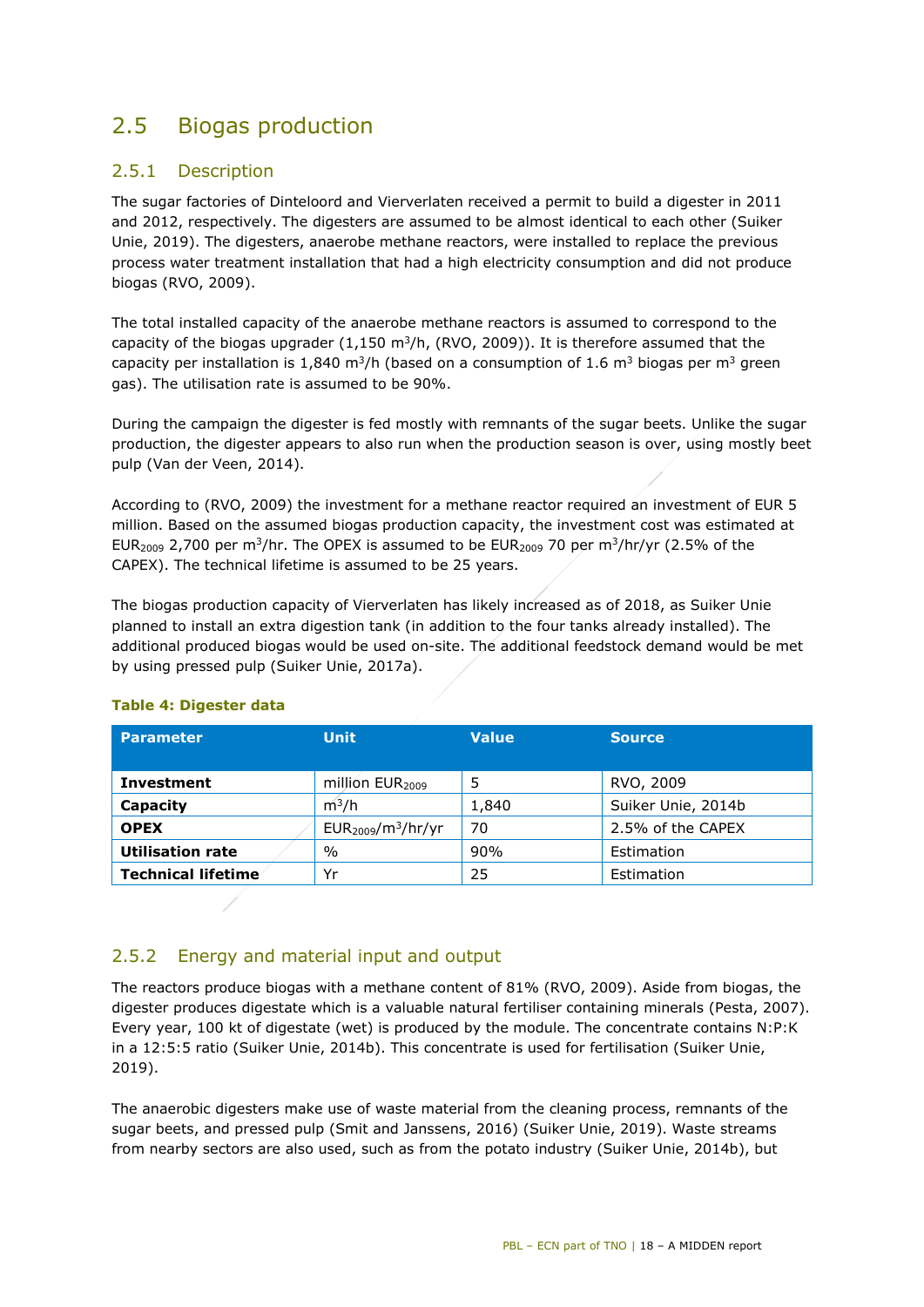## 2.5 Biogas production

### 2.5.1 Description

The sugar factories of Dinteloord and Vierverlaten received a permit to build a digester in 2011 and 2012, respectively. The digesters are assumed to be almost identical to each other (Suiker Unie, 2019). The digesters, anaerobe methane reactors, were installed to replace the previous process water treatment installation that had a high electricity consumption and did not produce biogas (RVO, 2009).

The total installed capacity of the anaerobe methane reactors is assumed to correspond to the capacity of the biogas upgrader (1,150 $m^3$/h, (RVO, 2009)). It is therefore assumed that the capacity per installation is 1,840 $m^3$/h (based on a consumption of 1.6 $m^3$ biogas per $m^3$ green gas). The utilisation rate is assumed to be 90%.

During the campaign the digester is fed mostly with remnants of the sugar beets. Unlike the sugar production, the digester appears to also run when the production season is over, using mostly beet pulp (Van der Veen, 2014).

According to (RVO, 2009) the investment for a methane reactor required an investment of EUR 5 million. Based on the assumed biogas production capacity, the investment cost was estimated at $EUR_{2009}$ 2,700 per $m^3$/hr. The OPEX is assumed to be $EUR_{2009}$ 70 per $m^3$/hr/yr (2.5% of the CAPEX). The technical lifetime is assumed to be 25 years.

The biogas production capacity of Vierverlaten has likely increased as of 2018, as Suiker Unie planned to install an extra digestion tank (in addition to the four tanks already installed). The additional produced biogas would be used on-site. The additional feedstock demand would be met by using pressed pulp (Suiker Unie, 2017a).

**Table 4: Digester data**

| Parameter | Unit | Value | Source |
|---|---|---|---|
| **Investment** | million $EUR_{2009}$ | 5 | RVO, 2009 |
| **Capacity** | $m^3$/h | 1,840 | Suiker Unie, 2014b |
| **OPEX** | $EUR_{2009}/m^3$/hr/yr | 70 | 2.5% of the CAPEX |
| **Utilisation rate** | % | 90% | Estimation |
| **Technical lifetime** | Yr | 25 | Estimation |

### 2.5.2 Energy and material input and output

The reactors produce biogas with a methane content of 81% (RVO, 2009). Aside from biogas, the digester produces digestate which is a valuable natural fertiliser containing minerals (Pesta, 2007). Every year, 100 kt of digestate (wet) is produced by the module. The concentrate contains N:P:K in a 12:5:5 ratio (Suiker Unie, 2014b). This concentrate is used for fertilisation (Suiker Unie, 2019).

The anaerobic digesters make use of waste material from the cleaning process, remnants of the sugar beets, and pressed pulp (Smit and Janssens, 2016) (Suiker Unie, 2019). Waste streams from nearby sectors are also used, such as from the potato industry (Suiker Unie, 2014b), but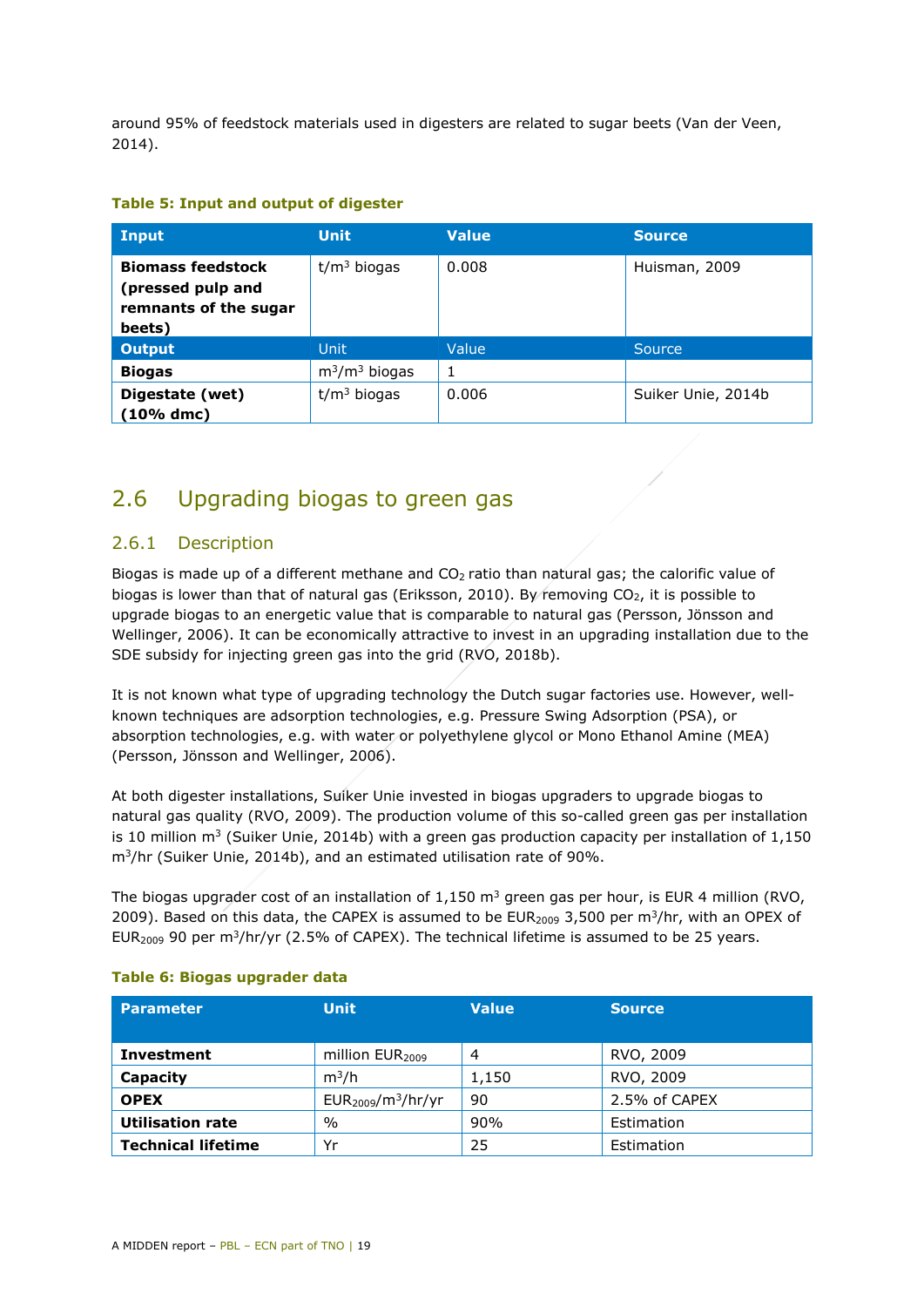around 95% of feedstock materials used in digesters are related to sugar beets (Van der Veen, 2014).

**Table 5: Input and output of digester**

| Input | Unit | Value | Source |
| --- | --- | --- | --- |
| **Biomass feedstock (pressed pulp and remnants of the sugar beets)** | t/$m^3$ biogas | 0.008 | Huisman, 2009 |
| **Output** | Unit | Value | Source |
| **Biogas** | $m^3$/$m^3$ biogas | 1 | |
| **Digestate (wet) (10% dmc)** | t/$m^3$ biogas | 0.006 | Suiker Unie, 2014b |

## 2.6 Upgrading biogas to green gas

### 2.6.1 Description

Biogas is made up of a different methane and $CO_2$ ratio than natural gas; the calorific value of biogas is lower than that of natural gas (Eriksson, 2010). By removing $CO_2$, it is possible to upgrade biogas to an energetic value that is comparable to natural gas (Persson, Jönsson and Wellinger, 2006). It can be economically attractive to invest in an upgrading installation due to the SDE subsidy for injecting green gas into the grid (RVO, 2018b).

It is not known what type of upgrading technology the Dutch sugar factories use. However, well-known techniques are adsorption technologies, e.g. Pressure Swing Adsorption (PSA), or absorption technologies, e.g. with water or polyethylene glycol or Mono Ethanol Amine (MEA) (Persson, Jönsson and Wellinger, 2006).

At both digester installations, Suiker Unie invested in biogas upgraders to upgrade biogas to natural gas quality (RVO, 2009). The production volume of this so-called green gas per installation is 10 million $m^3$ (Suiker Unie, 2014b) with a green gas production capacity per installation of 1,150 $m^3$/hr (Suiker Unie, 2014b), and an estimated utilisation rate of 90%.

The biogas upgrader cost of an installation of 1,150 $m^3$ green gas per hour, is EUR 4 million (RVO, 2009). Based on this data, the CAPEX is assumed to be $EUR_{2009}$ 3,500 per $m^3$/hr, with an OPEX of $EUR_{2009}$ 90 per $m^3$/hr/yr (2.5% of CAPEX). The technical lifetime is assumed to be 25 years.

**Table 6: Biogas upgrader data**

| Parameter | Unit | Value | Source |
| --- | --- | --- | --- |
| **Investment** | million $EUR_{2009}$ | 4 | RVO, 2009 |
| **Capacity** | $m^3$/h | 1,150 | RVO, 2009 |
| **OPEX** | $EUR_{2009}$/$m^3$/hr/yr | 90 | 2.5% of CAPEX |
| **Utilisation rate** | % | 90% | Estimation |
| **Technical lifetime** | Yr | 25 | Estimation |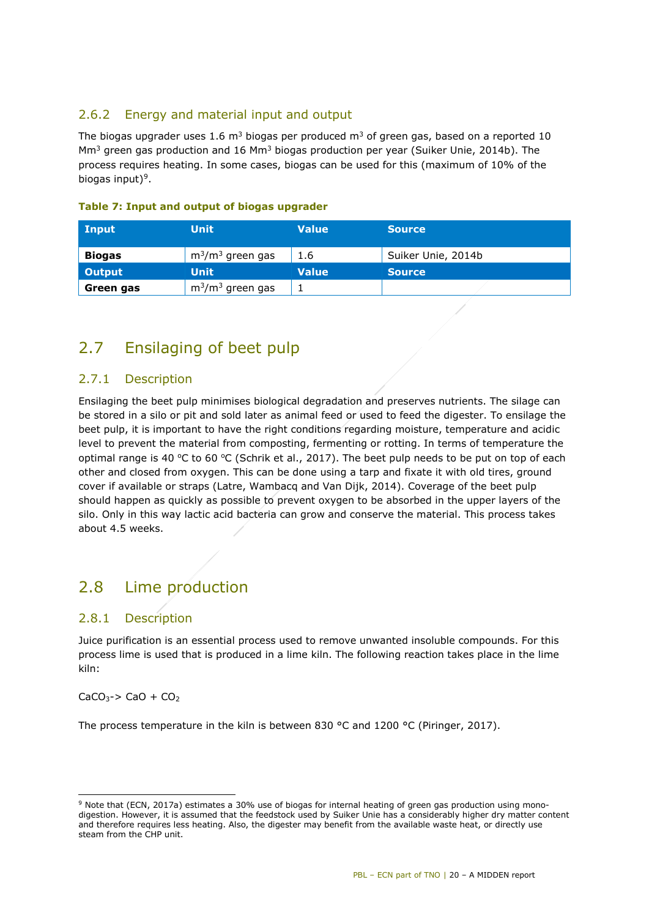### 2.6.2 Energy and material input and output

The biogas upgrader uses 1.6 $m^3$ biogas per produced $m^3$ of green gas, based on a reported 10 $Mm^3$ green gas production and 16 $Mm^3$ biogas production per year (Suiker Unie, 2014b). The process requires heating. In some cases, biogas can be used for this (maximum of 10% of the biogas input)[9].

**Table 7: Input and output of biogas upgrader**

| Input | Unit | Value | Source |
| --- | --- | --- | --- |
| **Biogas** | $m^3/m^3$ green gas | 1.6 | Suiker Unie, 2014b |
| **Output** | **Unit** | **Value** | **Source** |
| **Green gas** | $m^3/m^3$ green gas | 1 | |

## 2.7 Ensilaging of beet pulp

### 2.7.1 Description

Ensilaging the beet pulp minimises biological degradation and preserves nutrients. The silage can be stored in a silo or pit and sold later as animal feed or used to feed the digester. To ensilage the beet pulp, it is important to have the right conditions regarding moisture, temperature and acidic level to prevent the material from composting, fermenting or rotting. In terms of temperature the optimal range is 40 °C to 60 °C (Schrik et al., 2017). The beet pulp needs to be put on top of each other and closed from oxygen. This can be done using a tarp and fixate it with old tires, ground cover if available or straps (Latre, Wambacq and Van Dijk, 2014). Coverage of the beet pulp should happen as quickly as possible to prevent oxygen to be absorbed in the upper layers of the silo. Only in this way lactic acid bacteria can grow and conserve the material. This process takes about 4.5 weeks.

## 2.8 Lime production

### 2.8.1 Description

Juice purification is an essential process used to remove unwanted insoluble compounds. For this process lime is used that is produced in a lime kiln. The following reaction takes place in the lime kiln:

$CaCO_3 \rightarrow CaO + CO_2$

The process temperature in the kiln is between 830 °C and 1200 °C (Piringer, 2017).

---

[9] Note that (ECN, 2017a) estimates a 30% use of biogas for internal heating of green gas production using mono-digestion. However, it is assumed that the feedstock used by Suiker Unie has a considerably higher dry matter content and therefore requires less heating. Also, the digester may benefit from the available waste heat, or directly use steam from the CHP unit.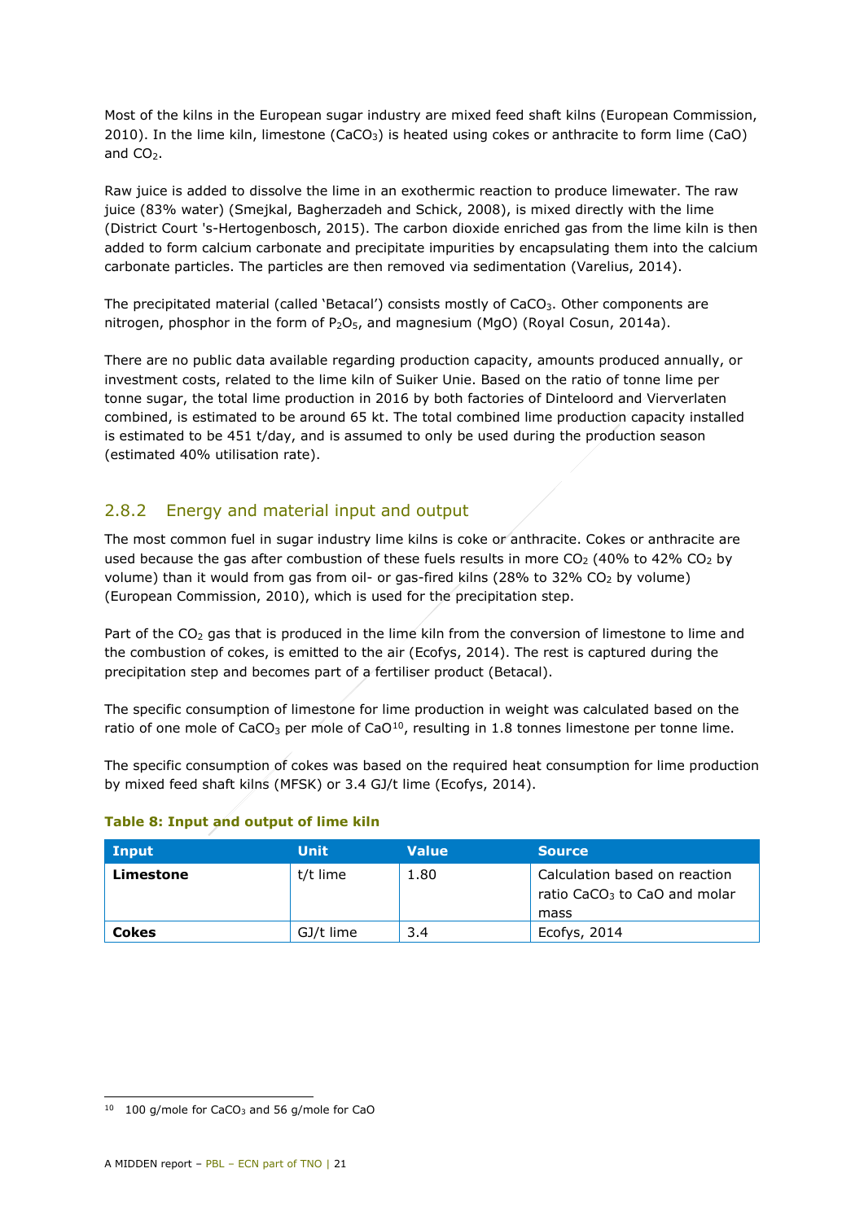Most of the kilns in the European sugar industry are mixed feed shaft kilns (European Commission, 2010). In the lime kiln, limestone ($CaCO_3$) is heated using cokes or anthracite to form lime ($CaO$) and $CO_2$.

Raw juice is added to dissolve the lime in an exothermic reaction to produce limewater. The raw juice (83% water) (Smejkal, Bagherzadeh and Schick, 2008), is mixed directly with the lime (District Court 's-Hertogenbosch, 2015). The carbon dioxide enriched gas from the lime kiln is then added to form calcium carbonate and precipitate impurities by encapsulating them into the calcium carbonate particles. The particles are then removed via sedimentation (Varelius, 2014).

The precipitated material (called 'Betacal') consists mostly of $CaCO_3$. Other components are nitrogen, phosphor in the form of $P_2O_5$, and magnesium ($MgO$) (Royal Cosun, 2014a).

There are no public data available regarding production capacity, amounts produced annually, or investment costs, related to the lime kiln of Suiker Unie. Based on the ratio of tonne lime per tonne sugar, the total lime production in 2016 by both factories of Dinteloord and Vierverlaten combined, is estimated to be around 65 kt. The total combined lime production capacity installed is estimated to be 451 t/day, and is assumed to only be used during the production season (estimated 40% utilisation rate).

### 2.8.2 Energy and material input and output

The most common fuel in sugar industry lime kilns is coke or anthracite. Cokes or anthracite are used because the gas after combustion of these fuels results in more $CO_2$ (40% to 42% $CO_2$ by volume) than it would from gas from oil- or gas-fired kilns (28% to 32% $CO_2$ by volume) (European Commission, 2010), which is used for the precipitation step.

Part of the $CO_2$ gas that is produced in the lime kiln from the conversion of limestone to lime and the combustion of cokes, is emitted to the air (Ecofys, 2014). The rest is captured during the precipitation step and becomes part of a fertiliser product (Betacal).

The specific consumption of limestone for lime production in weight was calculated based on the ratio of one mole of $CaCO_3$ per mole of $CaO$[10], resulting in 1.8 tonnes limestone per tonne lime.

The specific consumption of cokes was based on the required heat consumption for lime production by mixed feed shaft kilns (MFSK) or 3.4 GJ/t lime (Ecofys, 2014).

**Table 8: Input and output of lime kiln**

| Input | Unit | Value | Source |
|---|---|---|---|
| **Limestone** | t/t lime | 1.80 | Calculation based on reaction ratio $CaCO_3$ to $CaO$ and molar mass |
| **Cokes** | GJ/t lime | 3.4 | Ecofys, 2014 |

[10] 100 g/mole for $CaCO_3$ and 56 g/mole for $CaO$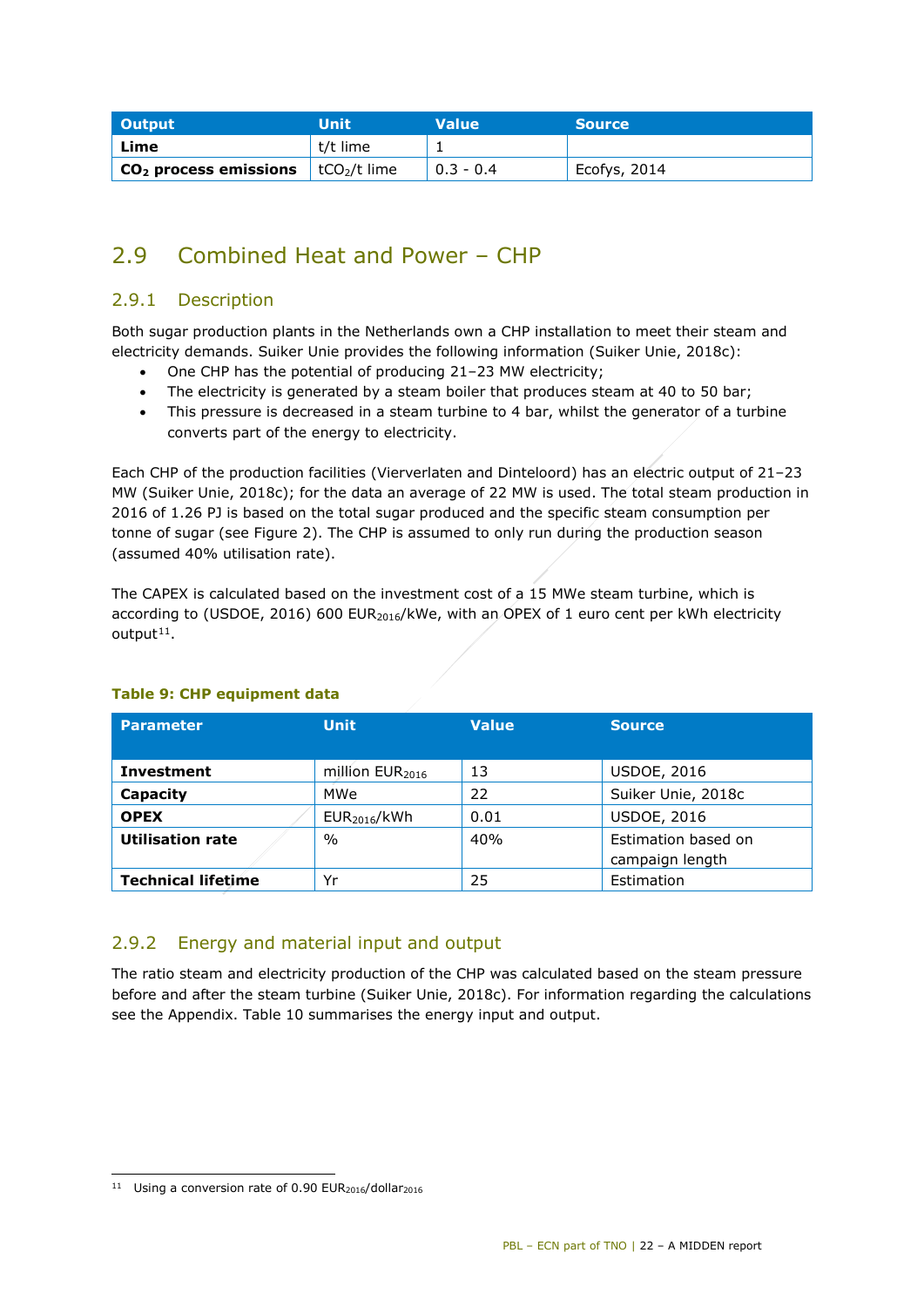| Output | Unit | Value | Source |
| --- | --- | --- | --- |
| **Lime** | t/t lime | 1 | |
| **$CO_2$ process emissions** | $tCO_2$/t lime | 0.3 - 0.4 | Ecofys, 2014 |

## 2.9 Combined Heat and Power – CHP

### 2.9.1 Description

Both sugar production plants in the Netherlands own a CHP installation to meet their steam and electricity demands. Suiker Unie provides the following information (Suiker Unie, 2018c):

- One CHP has the potential of producing 21–23 MW electricity;
- The electricity is generated by a steam boiler that produces steam at 40 to 50 bar;
- This pressure is decreased in a steam turbine to 4 bar, whilst the generator of a turbine converts part of the energy to electricity.

Each CHP of the production facilities (Vierverlaten and Dinteloord) has an electric output of 21–23 MW (Suiker Unie, 2018c); for the data an average of 22 MW is used. The total steam production in 2016 of 1.26 PJ is based on the total sugar produced and the specific steam consumption per tonne of sugar (see Figure 2). The CHP is assumed to only run during the production season (assumed 40% utilisation rate).

The CAPEX is calculated based on the investment cost of a 15 MWe steam turbine, which is according to (USDOE, 2016) 600 $EUR_{2016}$/kWe, with an OPEX of 1 euro cent per kWh electricity output[11].

**Table 9: CHP equipment data**

| Parameter | Unit | Value | Source |
| --- | --- | --- | --- |
| **Investment** | million $EUR_{2016}$ | 13 | USDOE, 2016 |
| **Capacity** | MWe | 22 | Suiker Unie, 2018c |
| **OPEX** | $EUR_{2016}$/kWh | 0.01 | USDOE, 2016 |
| **Utilisation rate** | % | 40% | Estimation based on campaign length |
| **Technical lifetime** | Yr | 25 | Estimation |

### 2.9.2 Energy and material input and output

The ratio steam and electricity production of the CHP was calculated based on the steam pressure before and after the steam turbine (Suiker Unie, 2018c). For information regarding the calculations see the Appendix. Table 10 summarises the energy input and output.

[11] Using a conversion rate of 0.90 $EUR_{2016}$/$dollar_{2016}$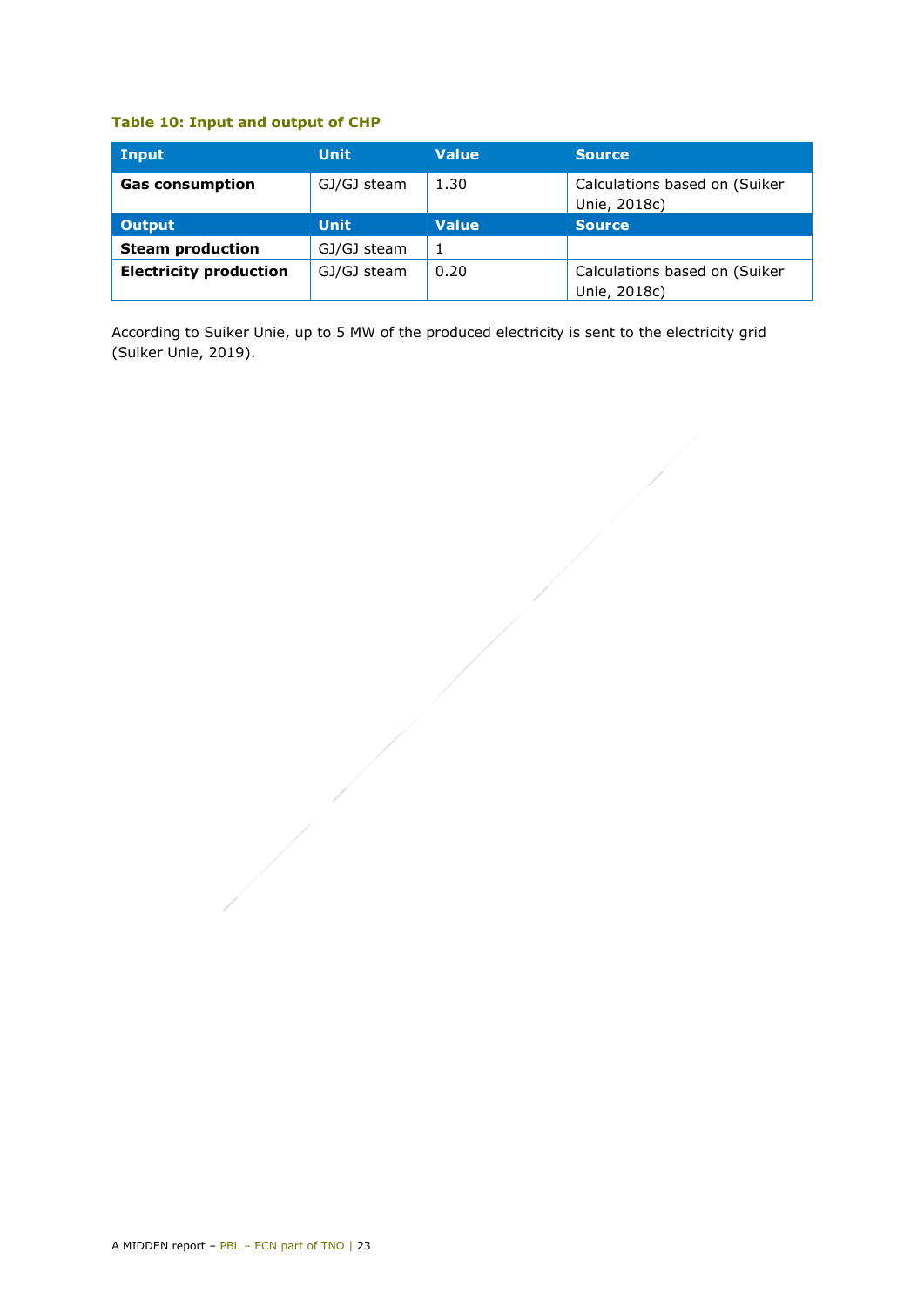**Table 10: Input and output of CHP**

| Input | Unit | Value | Source |
|---|---|---|---|
| **Gas consumption** | GJ/GJ steam | 1.30 | Calculations based on (Suiker Unie, 2018c) |
| **Output** | **Unit** | **Value** | **Source** |
| **Steam production** | GJ/GJ steam | 1 | |
| **Electricity production** | GJ/GJ steam | 0.20 | Calculations based on (Suiker Unie, 2018c) |

According to Suiker Unie, up to 5 MW of the produced electricity is sent to the electricity grid (Suiker Unie, 2019).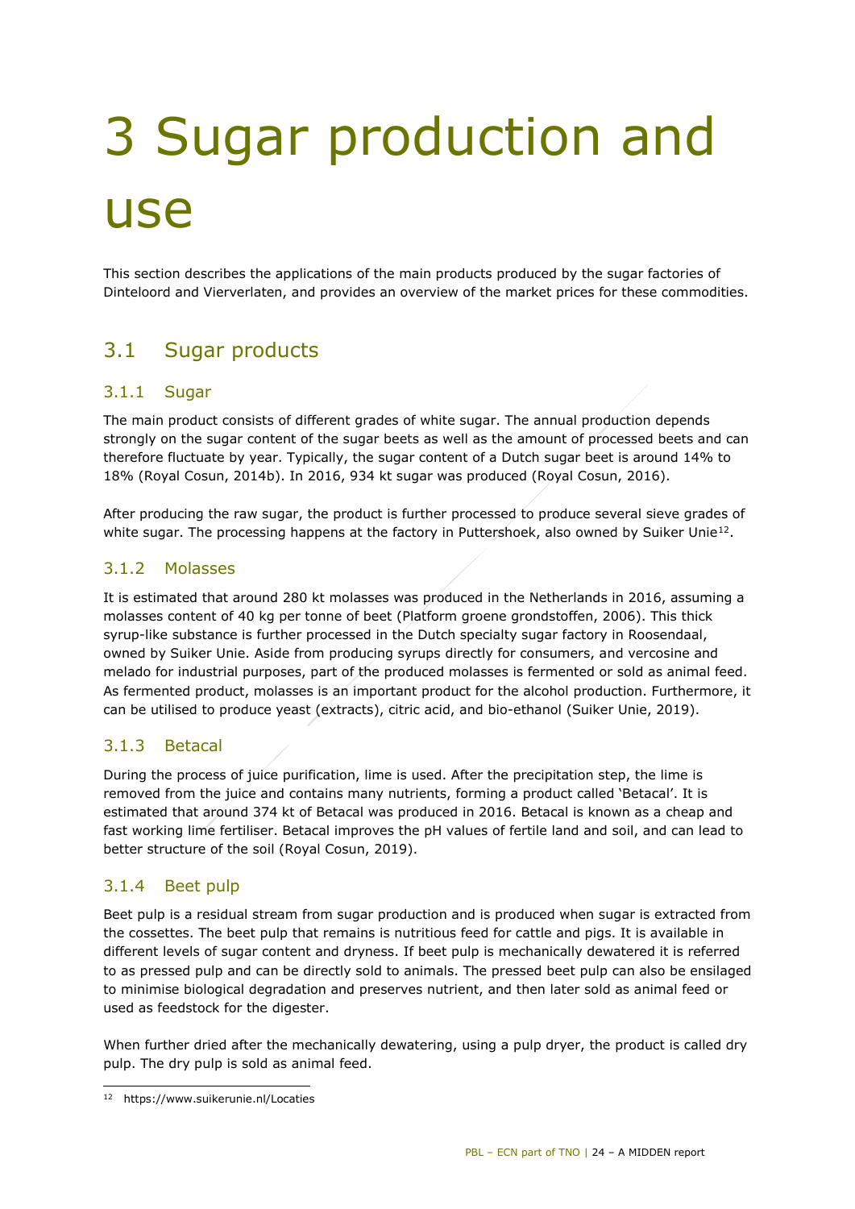# 3 Sugar production and use

This section describes the applications of the main products produced by the sugar factories of Dinteloord and Vierverlaten, and provides an overview of the market prices for these commodities.

## 3.1 Sugar products

### 3.1.1 Sugar

The main product consists of different grades of white sugar. The annual production depends strongly on the sugar content of the sugar beets as well as the amount of processed beets and can therefore fluctuate by year. Typically, the sugar content of a Dutch sugar beet is around 14% to 18% (Royal Cosun, 2014b). In 2016, 934 kt sugar was produced (Royal Cosun, 2016).

After producing the raw sugar, the product is further processed to produce several sieve grades of white sugar. The processing happens at the factory in Puttershoek, also owned by Suiker Unie[12].

### 3.1.2 Molasses

It is estimated that around 280 kt molasses was produced in the Netherlands in 2016, assuming a molasses content of 40 kg per tonne of beet (Platform groene grondstoffen, 2006). This thick syrup-like substance is further processed in the Dutch specialty sugar factory in Roosendaal, owned by Suiker Unie. Aside from producing syrups directly for consumers, and vercosine and melado for industrial purposes, part of the produced molasses is fermented or sold as animal feed. As fermented product, molasses is an important product for the alcohol production. Furthermore, it can be utilised to produce yeast (extracts), citric acid, and bio-ethanol (Suiker Unie, 2019).

### 3.1.3 Betacal

During the process of juice purification, lime is used. After the precipitation step, the lime is removed from the juice and contains many nutrients, forming a product called 'Betacal'. It is estimated that around 374 kt of Betacal was produced in 2016. Betacal is known as a cheap and fast working lime fertiliser. Betacal improves the pH values of fertile land and soil, and can lead to better structure of the soil (Royal Cosun, 2019).

### 3.1.4 Beet pulp

Beet pulp is a residual stream from sugar production and is produced when sugar is extracted from the cossettes. The beet pulp that remains is nutritious feed for cattle and pigs. It is available in different levels of sugar content and dryness. If beet pulp is mechanically dewatered it is referred to as pressed pulp and can be directly sold to animals. The pressed beet pulp can also be ensilaged to minimise biological degradation and preserves nutrient, and then later sold as animal feed or used as feedstock for the digester.

When further dried after the mechanically dewatering, using a pulp dryer, the product is called dry pulp. The dry pulp is sold as animal feed.

---

[12] https://www.suikerunie.nl/Locaties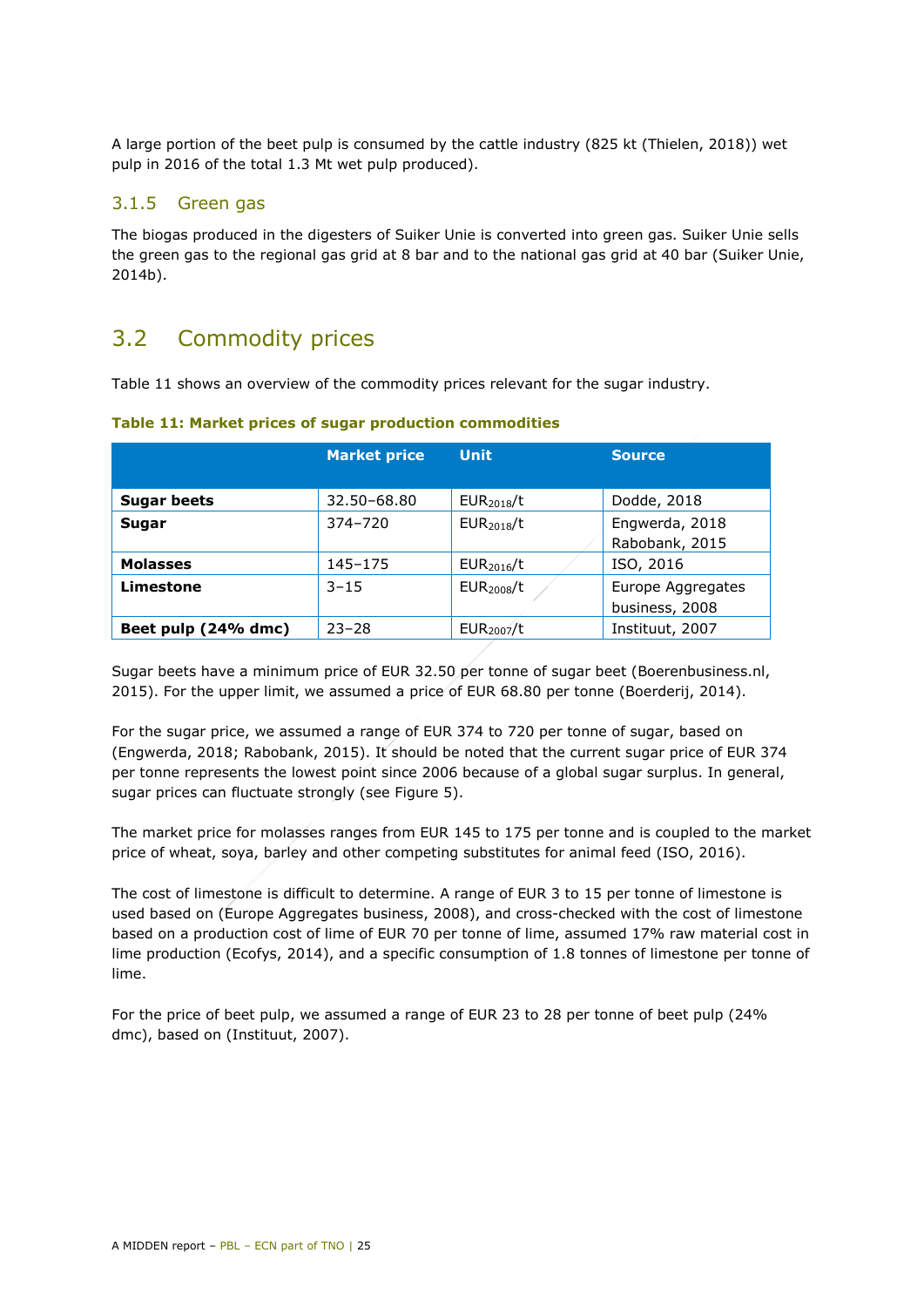A large portion of the beet pulp is consumed by the cattle industry (825 kt (Thielen, 2018)) wet pulp in 2016 of the total 1.3 Mt wet pulp produced).

### 3.1.5 Green gas

The biogas produced in the digesters of Suiker Unie is converted into green gas. Suiker Unie sells the green gas to the regional gas grid at 8 bar and to the national gas grid at 40 bar (Suiker Unie, 2014b).

## 3.2 Commodity prices

Table 11 shows an overview of the commodity prices relevant for the sugar industry.

**Table 11: Market prices of sugar production commodities**

| | Market price | Unit | Source |
|---|---|---|---|
| **Sugar beets** | 32.50–68.80 | $EUR_{2018}/t$ | Dodde, 2018 |
| **Sugar** | 374–720 | $EUR_{2018}/t$ | Engwerda, 2018 Rabobank, 2015 |
| **Molasses** | 145–175 | $EUR_{2016}/t$ | ISO, 2016 |
| **Limestone** | 3–15 | $EUR_{2008}/t$ | Europe Aggregates business, 2008 |
| **Beet pulp (24% dmc)** | 23–28 | $EUR_{2007}/t$ | Instituut, 2007 |

Sugar beets have a minimum price of EUR 32.50 per tonne of sugar beet (Boerenbusiness.nl, 2015). For the upper limit, we assumed a price of EUR 68.80 per tonne (Boerderij, 2014).

For the sugar price, we assumed a range of EUR 374 to 720 per tonne of sugar, based on (Engwerda, 2018; Rabobank, 2015). It should be noted that the current sugar price of EUR 374 per tonne represents the lowest point since 2006 because of a global sugar surplus. In general, sugar prices can fluctuate strongly (see Figure 5).

The market price for molasses ranges from EUR 145 to 175 per tonne and is coupled to the market price of wheat, soya, barley and other competing substitutes for animal feed (ISO, 2016).

The cost of limestone is difficult to determine. A range of EUR 3 to 15 per tonne of limestone is used based on (Europe Aggregates business, 2008), and cross-checked with the cost of limestone based on a production cost of lime of EUR 70 per tonne of lime, assumed 17% raw material cost in lime production (Ecofys, 2014), and a specific consumption of 1.8 tonnes of limestone per tonne of lime.

For the price of beet pulp, we assumed a range of EUR 23 to 28 per tonne of beet pulp (24% dmc), based on (Instituut, 2007).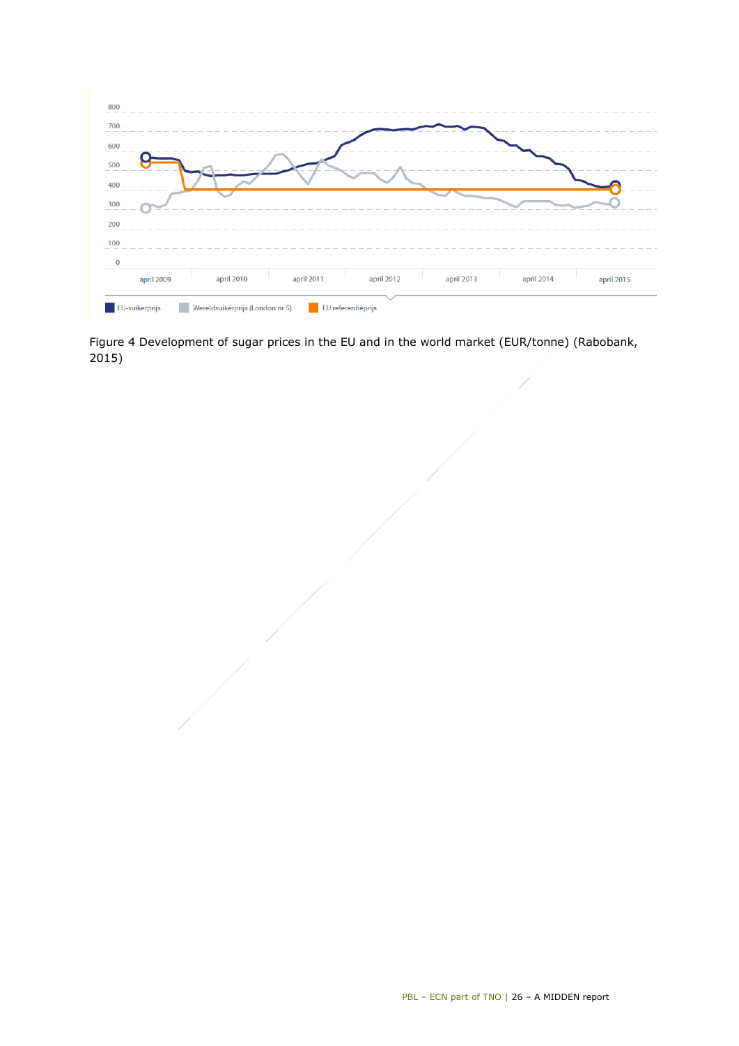800
700
600
500
400
300
200
100
0

april 2009 | april 2010 | april 2011 | april 2012 | april 2013 | april 2014 | april 2015

EU-suikerprijs   Wereldsuikerprijs (London nr 5)   EU referentieprijs

Figure 4 Development of sugar prices in the EU and in the world market (EUR/tonne) (Rabobank, 2015)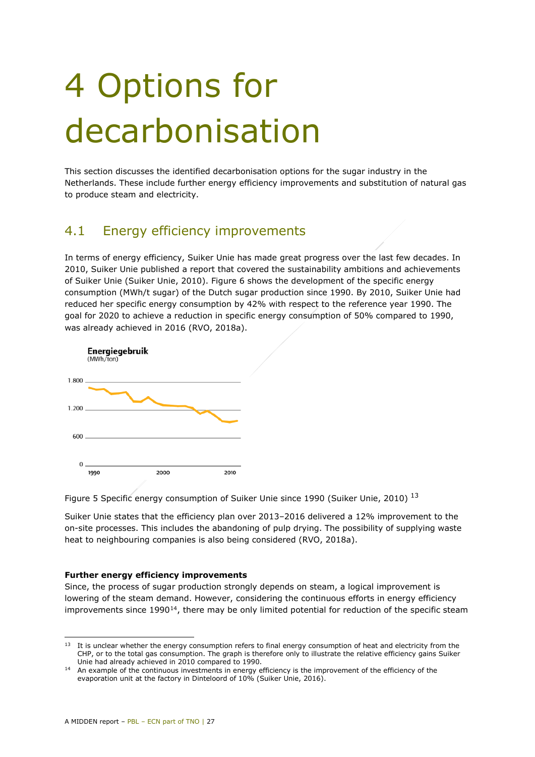# 4 Options for decarbonisation

This section discusses the identified decarbonisation options for the sugar industry in the Netherlands. These include further energy efficiency improvements and substitution of natural gas to produce steam and electricity.

## 4.1 Energy efficiency improvements

In terms of energy efficiency, Suiker Unie has made great progress over the last few decades. In 2010, Suiker Unie published a report that covered the sustainability ambitions and achievements of Suiker Unie (Suiker Unie, 2010). Figure 6 shows the development of the specific energy consumption (MWh/t sugar) of the Dutch sugar production since 1990. By 2010, Suiker Unie had reduced her specific energy consumption by 42% with respect to the reference year 1990. The goal for 2020 to achieve a reduction in specific energy consumption of 50% compared to 1990, was already achieved in 2016 (RVO, 2018a).

Figure 5 Specific energy consumption of Suiker Unie since 1990 (Suiker Unie, 2010) [13]

Suiker Unie states that the efficiency plan over 2013–2016 delivered a 12% improvement to the on-site processes. This includes the abandoning of pulp drying. The possibility of supplying waste heat to neighbouring companies is also being considered (RVO, 2018a).

**Further energy efficiency improvements**

Since, the process of sugar production strongly depends on steam, a logical improvement is lowering of the steam demand. However, considering the continuous efforts in energy efficiency improvements since 1990[14], there may be only limited potential for reduction of the specific steam

---

[13] It is unclear whether the energy consumption refers to final energy consumption of heat and electricity from the CHP, or to the total gas consumption. The graph is therefore only to illustrate the relative efficiency gains Suiker Unie had already achieved in 2010 compared to 1990.

[14] An example of the continuous investments in energy efficiency is the improvement of the efficiency of the evaporation unit at the factory in Dinteloord of 10% (Suiker Unie, 2016).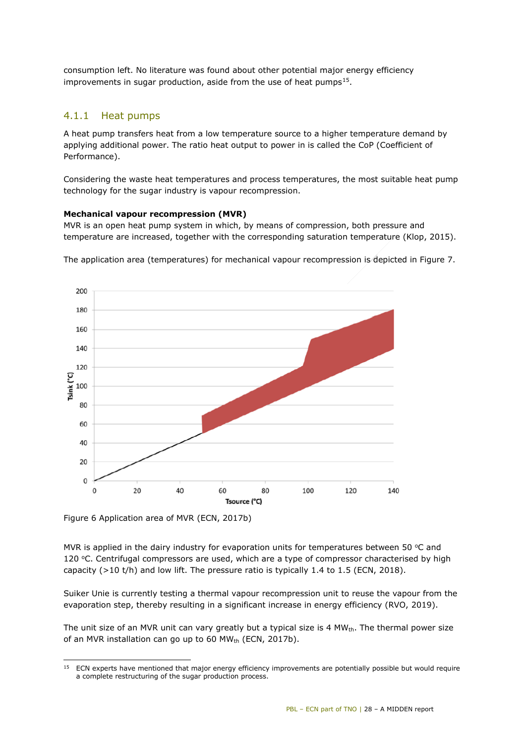consumption left. No literature was found about other potential major energy efficiency improvements in sugar production, aside from the use of heat pumps[15].

### 4.1.1 Heat pumps

A heat pump transfers heat from a low temperature source to a higher temperature demand by applying additional power. The ratio heat output to power in is called the CoP (Coefficient of Performance).

Considering the waste heat temperatures and process temperatures, the most suitable heat pump technology for the sugar industry is vapour recompression.

**Mechanical vapour recompression (MVR)**
MVR is an open heat pump system in which, by means of compression, both pressure and temperature are increased, together with the corresponding saturation temperature (Klop, 2015).

The application area (temperatures) for mechanical vapour recompression is depicted in Figure 7.

Figure 6 Application area of MVR (ECN, 2017b)

MVR is applied in the dairy industry for evaporation units for temperatures between 50 °C and 120 °C. Centrifugal compressors are used, which are a type of compressor characterised by high capacity (>10 t/h) and low lift. The pressure ratio is typically 1.4 to 1.5 (ECN, 2018).

Suiker Unie is currently testing a thermal vapour recompression unit to reuse the vapour from the evaporation step, thereby resulting in a significant increase in energy efficiency (RVO, 2019).

The unit size of an MVR unit can vary greatly but a typical size is 4 $MW_{th}$. The thermal power size of an MVR installation can go up to 60 $MW_{th}$ (ECN, 2017b).

[15] ECN experts have mentioned that major energy efficiency improvements are potentially possible but would require a complete restructuring of the sugar production process.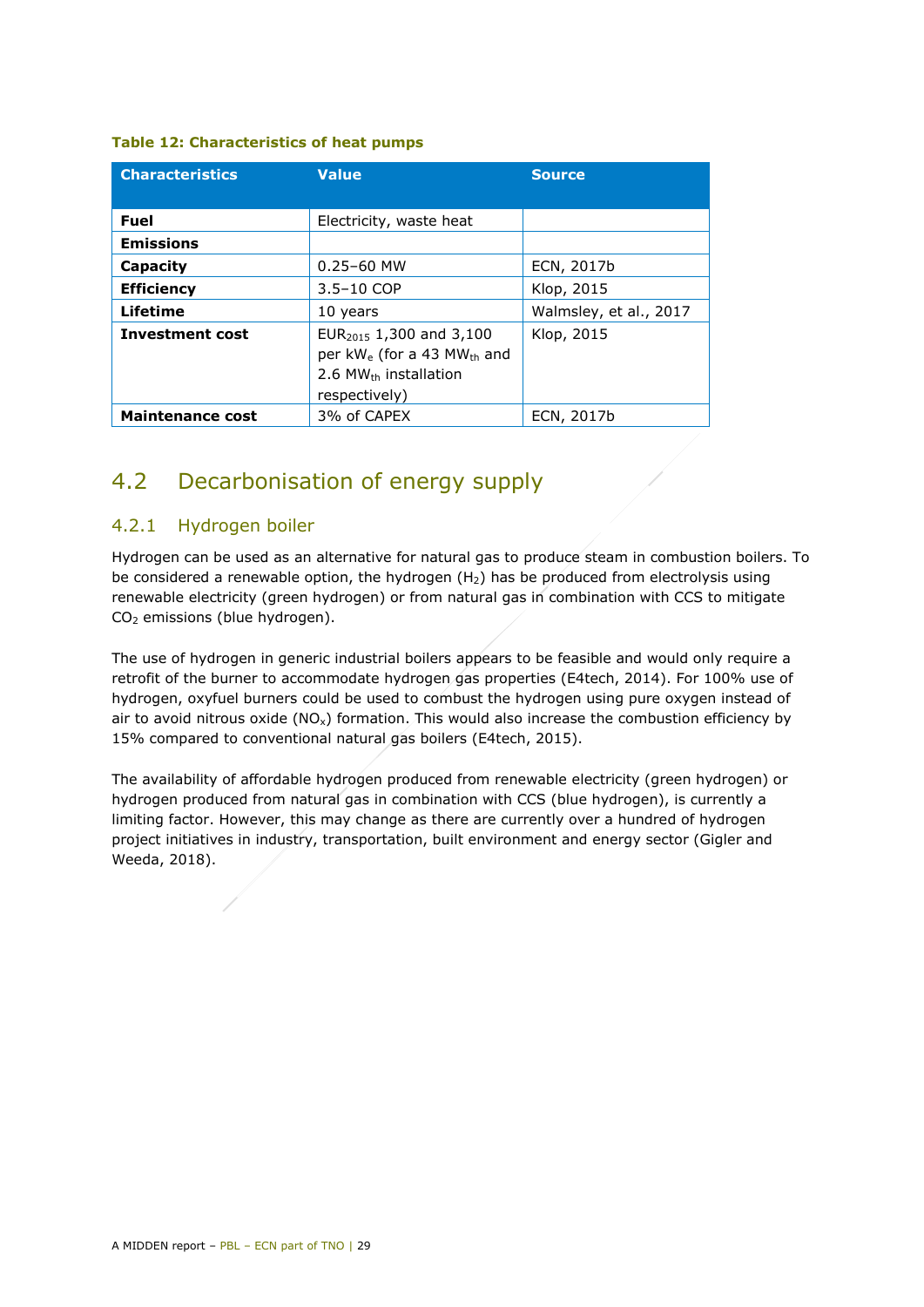**Table 12: Characteristics of heat pumps**

| Characteristics | Value | Source |
|---|---|---|
| **Fuel** | Electricity, waste heat | |
| **Emissions** | | |
| **Capacity** | 0.25–60 MW | ECN, 2017b |
| **Efficiency** | 3.5–10 COP | Klop, 2015 |
| **Lifetime** | 10 years | Walmsley, et al., 2017 |
| **Investment cost** | $EUR_{2015}$ 1,300 and 3,100 per $kW_e$ (for a 43 $MW_{th}$ and 2.6 $MW_{th}$ installation respectively) | Klop, 2015 |
| **Maintenance cost** | 3% of CAPEX | ECN, 2017b |

## 4.2 Decarbonisation of energy supply

### 4.2.1 Hydrogen boiler

Hydrogen can be used as an alternative for natural gas to produce steam in combustion boilers. To be considered a renewable option, the hydrogen ($H_2$) has be produced from electrolysis using renewable electricity (green hydrogen) or from natural gas in combination with CCS to mitigate $CO_2$ emissions (blue hydrogen).

The use of hydrogen in generic industrial boilers appears to be feasible and would only require a retrofit of the burner to accommodate hydrogen gas properties (E4tech, 2014). For 100% use of hydrogen, oxyfuel burners could be used to combust the hydrogen using pure oxygen instead of air to avoid nitrous oxide ($NO_x$) formation. This would also increase the combustion efficiency by 15% compared to conventional natural gas boilers (E4tech, 2015).

The availability of affordable hydrogen produced from renewable electricity (green hydrogen) or hydrogen produced from natural gas in combination with CCS (blue hydrogen), is currently a limiting factor. However, this may change as there are currently over a hundred of hydrogen project initiatives in industry, transportation, built environment and energy sector (Gigler and Weeda, 2018).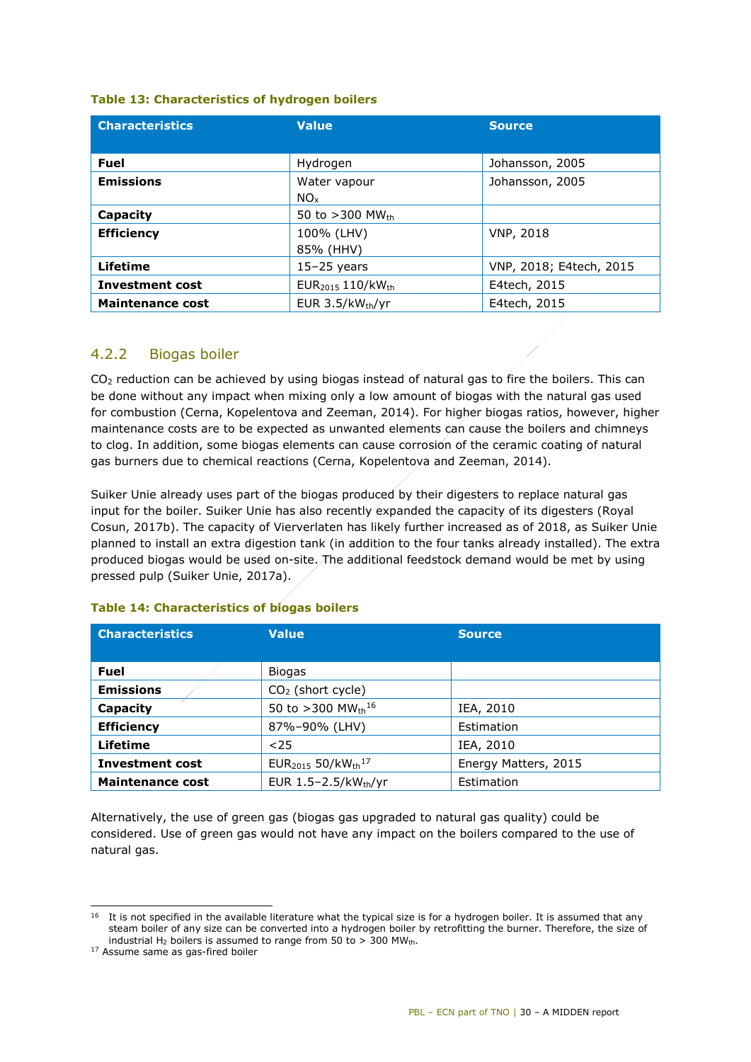**Table 13: Characteristics of hydrogen boilers**

| Characteristics | Value | Source |
|---|---|---|
| **Fuel** | Hydrogen | Johansson, 2005 |
| **Emissions** | Water vapour $NO_x$ | Johansson, 2005 |
| **Capacity** | 50 to >300 $MW_{th}$ | |
| **Efficiency** | 100% (LHV) 85% (HHV) | VNP, 2018 |
| **Lifetime** | 15–25 years | VNP, 2018; E4tech, 2015 |
| **Investment cost** | $EUR_{2015}$ 110/$kW_{th}$ | E4tech, 2015 |
| **Maintenance cost** | EUR 3.5/$kW_{th}$/yr | E4tech, 2015 |

### 4.2.2 Biogas boiler

$CO_2$ reduction can be achieved by using biogas instead of natural gas to fire the boilers. This can be done without any impact when mixing only a low amount of biogas with the natural gas used for combustion (Cerna, Kopelentova and Zeeman, 2014). For higher biogas ratios, however, higher maintenance costs are to be expected as unwanted elements can cause the boilers and chimneys to clog. In addition, some biogas elements can cause corrosion of the ceramic coating of natural gas burners due to chemical reactions (Cerna, Kopelentova and Zeeman, 2014).

Suiker Unie already uses part of the biogas produced by their digesters to replace natural gas input for the boiler. Suiker Unie has also recently expanded the capacity of its digesters (Royal Cosun, 2017b). The capacity of Vierverlaten has likely further increased as of 2018, as Suiker Unie planned to install an extra digestion tank (in addition to the four tanks already installed). The extra produced biogas would be used on-site. The additional feedstock demand would be met by using pressed pulp (Suiker Unie, 2017a).

**Table 14: Characteristics of biogas boilers**

| Characteristics | Value | Source |
|---|---|---|
| **Fuel** | Biogas | |
| **Emissions** | $CO_2$ (short cycle) | |
| **Capacity** | 50 to >300 $MW_{th}$[16] | IEA, 2010 |
| **Efficiency** | 87%–90% (LHV) | Estimation |
| **Lifetime** | <25 | IEA, 2010 |
| **Investment cost** | $EUR_{2015}$ 50/$kW_{th}$[17] | Energy Matters, 2015 |
| **Maintenance cost** | EUR 1.5–2.5/$kW_{th}$/yr | Estimation |

Alternatively, the use of green gas (biogas gas upgraded to natural gas quality) could be considered. Use of green gas would not have any impact on the boilers compared to the use of natural gas.

---

[16] It is not specified in the available literature what the typical size is for a hydrogen boiler. It is assumed that any steam boiler of any size can be converted into a hydrogen boiler by retrofitting the burner. Therefore, the size of industrial $H_2$ boilers is assumed to range from 50 to > 300 $MW_{th}$.

[17] Assume same as gas-fired boiler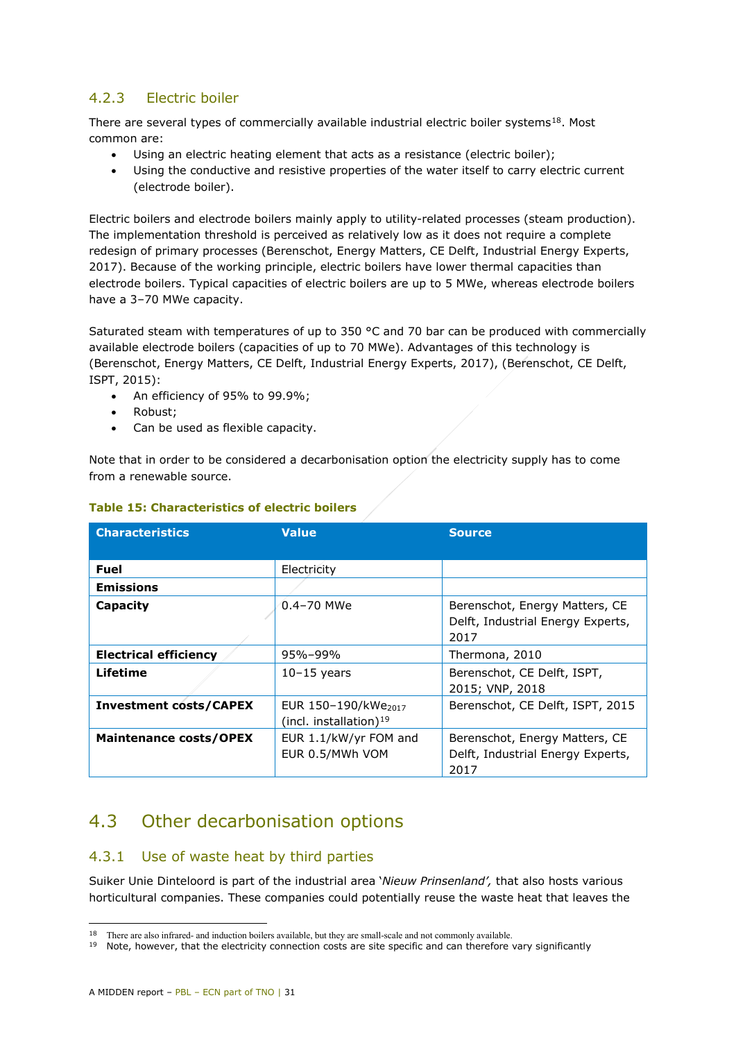### 4.2.3 Electric boiler

There are several types of commercially available industrial electric boiler systems[18]. Most common are:

- Using an electric heating element that acts as a resistance (electric boiler);
- Using the conductive and resistive properties of the water itself to carry electric current (electrode boiler).

Electric boilers and electrode boilers mainly apply to utility-related processes (steam production). The implementation threshold is perceived as relatively low as it does not require a complete redesign of primary processes (Berenschot, Energy Matters, CE Delft, Industrial Energy Experts, 2017). Because of the working principle, electric boilers have lower thermal capacities than electrode boilers. Typical capacities of electric boilers are up to 5 MWe, whereas electrode boilers have a 3–70 MWe capacity.

Saturated steam with temperatures of up to 350 °C and 70 bar can be produced with commercially available electrode boilers (capacities of up to 70 MWe). Advantages of this technology is (Berenschot, Energy Matters, CE Delft, Industrial Energy Experts, 2017), (Berenschot, CE Delft, ISPT, 2015):

- An efficiency of 95% to 99.9%;
- Robust;
- Can be used as flexible capacity.

Note that in order to be considered a decarbonisation option the electricity supply has to come from a renewable source.

**Table 15: Characteristics of electric boilers**

| Characteristics | Value | Source |
|---|---|---|
| **Fuel** | Electricity | |
| **Emissions** | | |
| **Capacity** | 0.4–70 MWe | Berenschot, Energy Matters, CE Delft, Industrial Energy Experts, 2017 |
| **Electrical efficiency** | 95%–99% | Thermona, 2010 |
| **Lifetime** | 10–15 years | Berenschot, CE Delft, ISPT, 2015; VNP, 2018 |
| **Investment costs/CAPEX** | EUR 150–190/kWe$_{2017}$ (incl. installation)[19] | Berenschot, CE Delft, ISPT, 2015 |
| **Maintenance costs/OPEX** | EUR 1.1/kW/yr FOM and EUR 0.5/MWh VOM | Berenschot, Energy Matters, CE Delft, Industrial Energy Experts, 2017 |

## 4.3 Other decarbonisation options

### 4.3.1 Use of waste heat by third parties

Suiker Unie Dinteloord is part of the industrial area '*Nieuw Prinsenland',* that also hosts various horticultural companies. These companies could potentially reuse the waste heat that leaves the

[18] There are also infrared- and induction boilers available, but they are small-scale and not commonly available.

[19] Note, however, that the electricity connection costs are site specific and can therefore vary significantly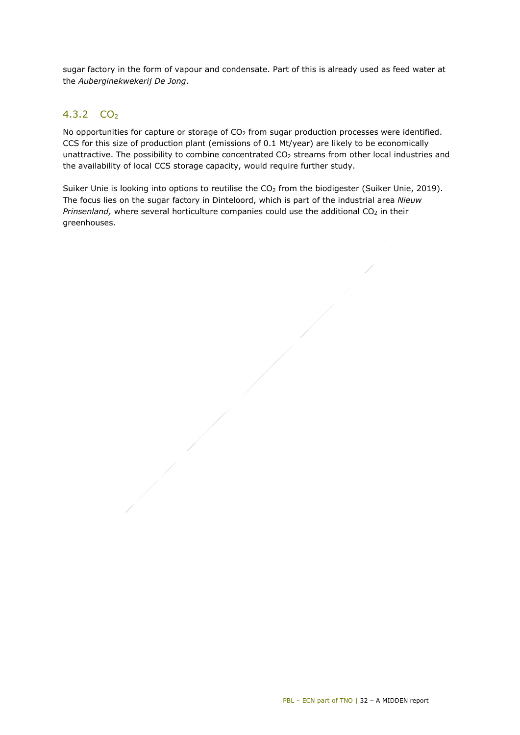sugar factory in the form of vapour and condensate. Part of this is already used as feed water at the *Auberginekwekerij De Jong*.

### 4.3.2 $CO_2$

No opportunities for capture or storage of $CO_2$ from sugar production processes were identified. CCS for this size of production plant (emissions of 0.1 Mt/year) are likely to be economically unattractive. The possibility to combine concentrated $CO_2$ streams from other local industries and the availability of local CCS storage capacity, would require further study.

Suiker Unie is looking into options to reutilise the $CO_2$ from the biodigester (Suiker Unie, 2019). The focus lies on the sugar factory in Dinteloord, which is part of the industrial area *Nieuw Prinsenland,* where several horticulture companies could use the additional $CO_2$ in their greenhouses.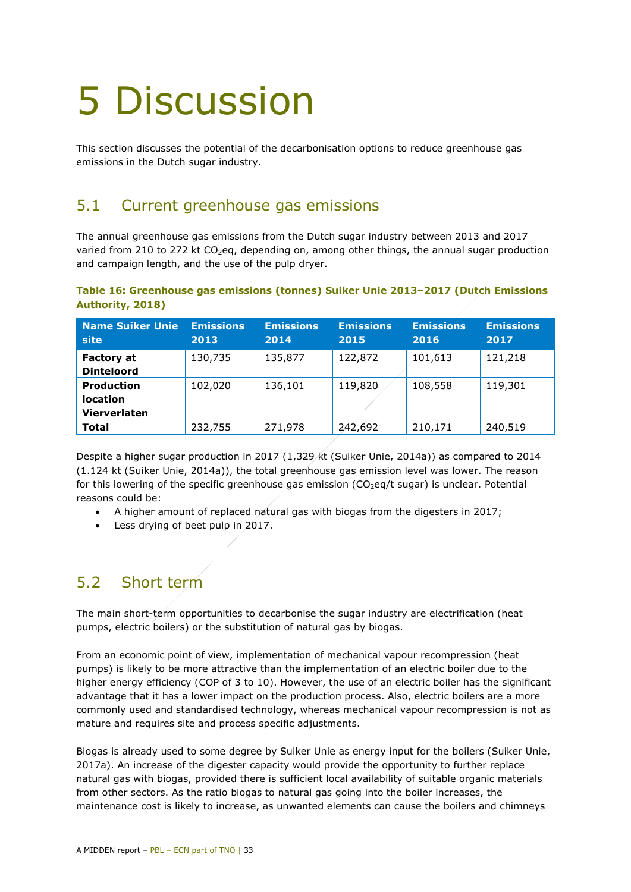# 5 Discussion

This section discusses the potential of the decarbonisation options to reduce greenhouse gas emissions in the Dutch sugar industry.

## 5.1 Current greenhouse gas emissions

The annual greenhouse gas emissions from the Dutch sugar industry between 2013 and 2017 varied from 210 to 272 kt $CO_2$eq, depending on, among other things, the annual sugar production and campaign length, and the use of the pulp dryer.

**Table 16: Greenhouse gas emissions (tonnes) Suiker Unie 2013–2017 (Dutch Emissions Authority, 2018)**

| Name Suiker Unie site | Emissions 2013 | Emissions 2014 | Emissions 2015 | Emissions 2016 | Emissions 2017 |
|---|---|---|---|---|---|
| **Factory at Dinteloord** | 130,735 | 135,877 | 122,872 | 101,613 | 121,218 |
| **Production location Vierverlaten** | 102,020 | 136,101 | 119,820 | 108,558 | 119,301 |
| **Total** | 232,755 | 271,978 | 242,692 | 210,171 | 240,519 |

Despite a higher sugar production in 2017 (1,329 kt (Suiker Unie, 2014a)) as compared to 2014 (1.124 kt (Suiker Unie, 2014a)), the total greenhouse gas emission level was lower. The reason for this lowering of the specific greenhouse gas emission ($CO_2$eq/t sugar) is unclear. Potential reasons could be:

- A higher amount of replaced natural gas with biogas from the digesters in 2017;
- Less drying of beet pulp in 2017.

## 5.2 Short term

The main short-term opportunities to decarbonise the sugar industry are electrification (heat pumps, electric boilers) or the substitution of natural gas by biogas.

From an economic point of view, implementation of mechanical vapour recompression (heat pumps) is likely to be more attractive than the implementation of an electric boiler due to the higher energy efficiency (COP of 3 to 10). However, the use of an electric boiler has the significant advantage that it has a lower impact on the production process. Also, electric boilers are a more commonly used and standardised technology, whereas mechanical vapour recompression is not as mature and requires site and process specific adjustments.

Biogas is already used to some degree by Suiker Unie as energy input for the boilers (Suiker Unie, 2017a). An increase of the digester capacity would provide the opportunity to further replace natural gas with biogas, provided there is sufficient local availability of suitable organic materials from other sectors. As the ratio biogas to natural gas going into the boiler increases, the maintenance cost is likely to increase, as unwanted elements can cause the boilers and chimneys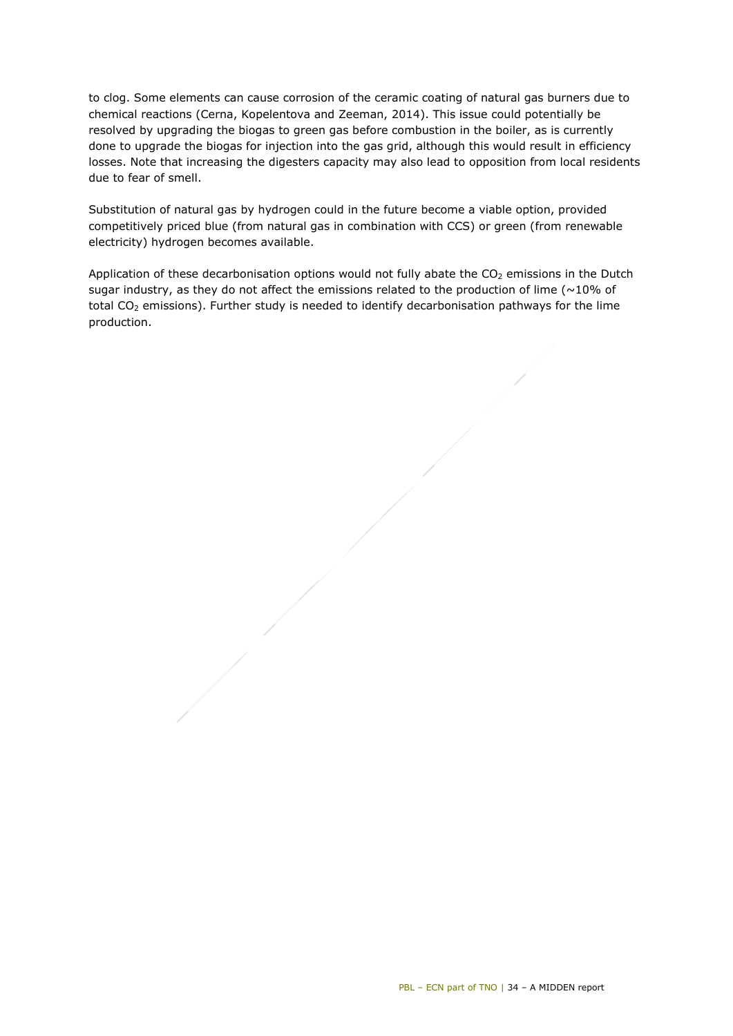to clog. Some elements can cause corrosion of the ceramic coating of natural gas burners due to chemical reactions (Cerna, Kopelentova and Zeeman, 2014). This issue could potentially be resolved by upgrading the biogas to green gas before combustion in the boiler, as is currently done to upgrade the biogas for injection into the gas grid, although this would result in efficiency losses. Note that increasing the digesters capacity may also lead to opposition from local residents due to fear of smell.

Substitution of natural gas by hydrogen could in the future become a viable option, provided competitively priced blue (from natural gas in combination with CCS) or green (from renewable electricity) hydrogen becomes available.

Application of these decarbonisation options would not fully abate the $CO_2$ emissions in the Dutch sugar industry, as they do not affect the emissions related to the production of lime (~10% of total $CO_2$ emissions). Further study is needed to identify decarbonisation pathways for the lime production.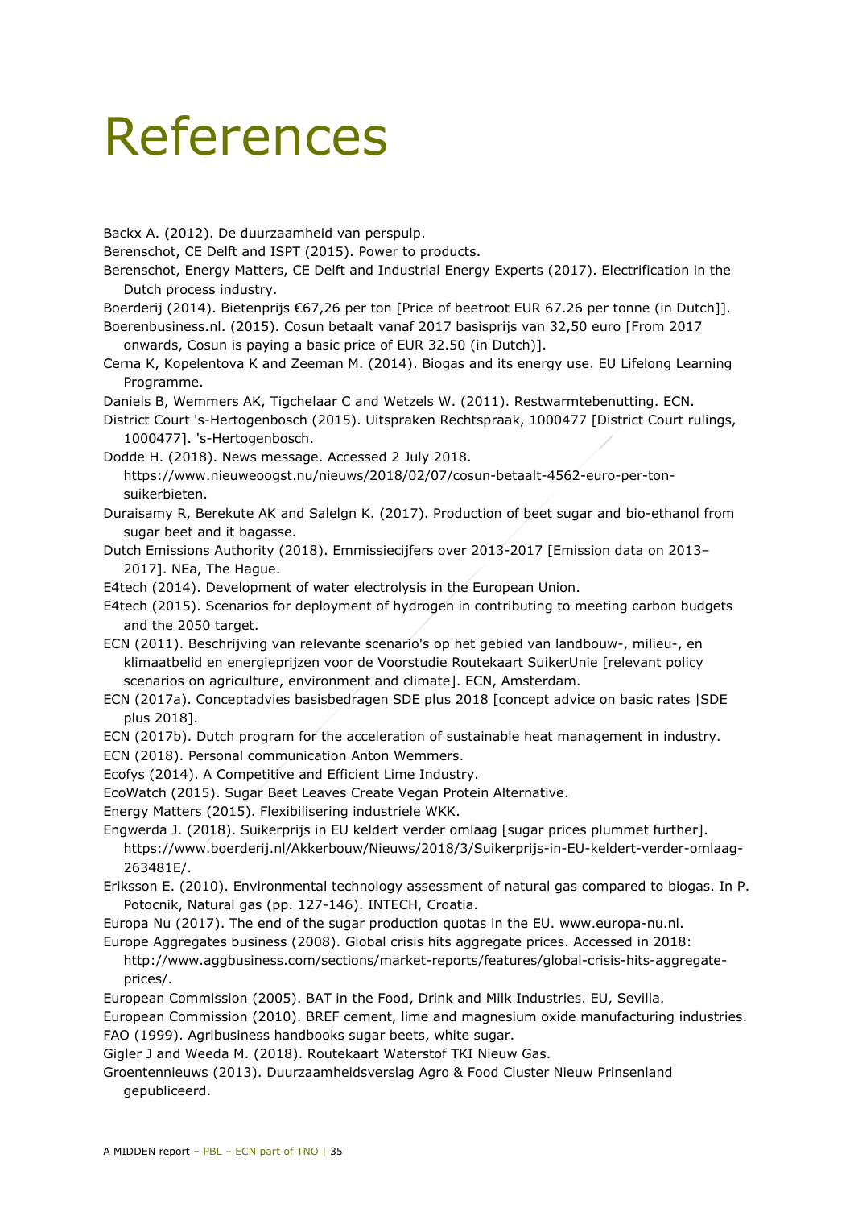# References

Backx A. (2012). De duurzaamheid van perspulp.

Berenschot, CE Delft and ISPT (2015). Power to products.

Berenschot, Energy Matters, CE Delft and Industrial Energy Experts (2017). Electrification in the Dutch process industry.

Boerderij (2014). Bietenprijs €67,26 per ton [Price of beetroot EUR 67.26 per tonne (in Dutch)].

Boerenbusiness.nl. (2015). Cosun betaalt vanaf 2017 basisprijs van 32,50 euro [From 2017 onwards, Cosun is paying a basic price of EUR 32.50 (in Dutch)].

Cerna K, Kopelentova K and Zeeman M. (2014). Biogas and its energy use. EU Lifelong Learning Programme.

Daniels B, Wemmers AK, Tigchelaar C and Wetzels W. (2011). Restwarmtebenutting. ECN.

District Court 's-Hertogenbosch (2015). Uitspraken Rechtspraak, 1000477 [District Court rulings, 1000477]. 's-Hertogenbosch.

Dodde H. (2018). News message. Accessed 2 July 2018. https://www.nieuweoogst.nu/nieuws/2018/02/07/cosun-betaalt-4562-euro-per-ton-suikerbieten.

Duraisamy R, Berekute AK and Salelgn K. (2017). Production of beet sugar and bio-ethanol from sugar beet and it bagasse.

Dutch Emissions Authority (2018). Emmissiecijfers over 2013-2017 [Emission data on 2013–2017]. NEa, The Hague.

E4tech (2014). Development of water electrolysis in the European Union.

E4tech (2015). Scenarios for deployment of hydrogen in contributing to meeting carbon budgets and the 2050 target.

ECN (2011). Beschrijving van relevante scenario's op het gebied van landbouw-, milieu-, en klimaatbelid en energieprijzen voor de Voorstudie Routekaart SuikerUnie [relevant policy scenarios on agriculture, environment and climate]. ECN, Amsterdam.

ECN (2017a). Conceptadvies basisbedragen SDE plus 2018 [concept advice on basic rates |SDE plus 2018].

ECN (2017b). Dutch program for the acceleration of sustainable heat management in industry.

ECN (2018). Personal communication Anton Wemmers.

Ecofys (2014). A Competitive and Efficient Lime Industry.

EcoWatch (2015). Sugar Beet Leaves Create Vegan Protein Alternative.

Energy Matters (2015). Flexibilisering industriele WKK.

Engwerda J. (2018). Suikerprijs in EU keldert verder omlaag [sugar prices plummet further]. https://www.boerderij.nl/Akkerbouw/Nieuws/2018/3/Suikerprijs-in-EU-keldert-verder-omlaag-263481E/.

Eriksson E. (2010). Environmental technology assessment of natural gas compared to biogas. In P. Potocnik, Natural gas (pp. 127-146). INTECH, Croatia.

Europa Nu (2017). The end of the sugar production quotas in the EU. www.europa-nu.nl.

Europe Aggregates business (2008). Global crisis hits aggregate prices. Accessed in 2018: http://www.aggbusiness.com/sections/market-reports/features/global-crisis-hits-aggregate-prices/.

European Commission (2005). BAT in the Food, Drink and Milk Industries. EU, Sevilla.

European Commission (2010). BREF cement, lime and magnesium oxide manufacturing industries.

FAO (1999). Agribusiness handbooks sugar beets, white sugar.

Gigler J and Weeda M. (2018). Routekaart Waterstof TKI Nieuw Gas.

Groentennieuws (2013). Duurzaamheidsverslag Agro & Food Cluster Nieuw Prinsenland gepubliceerd.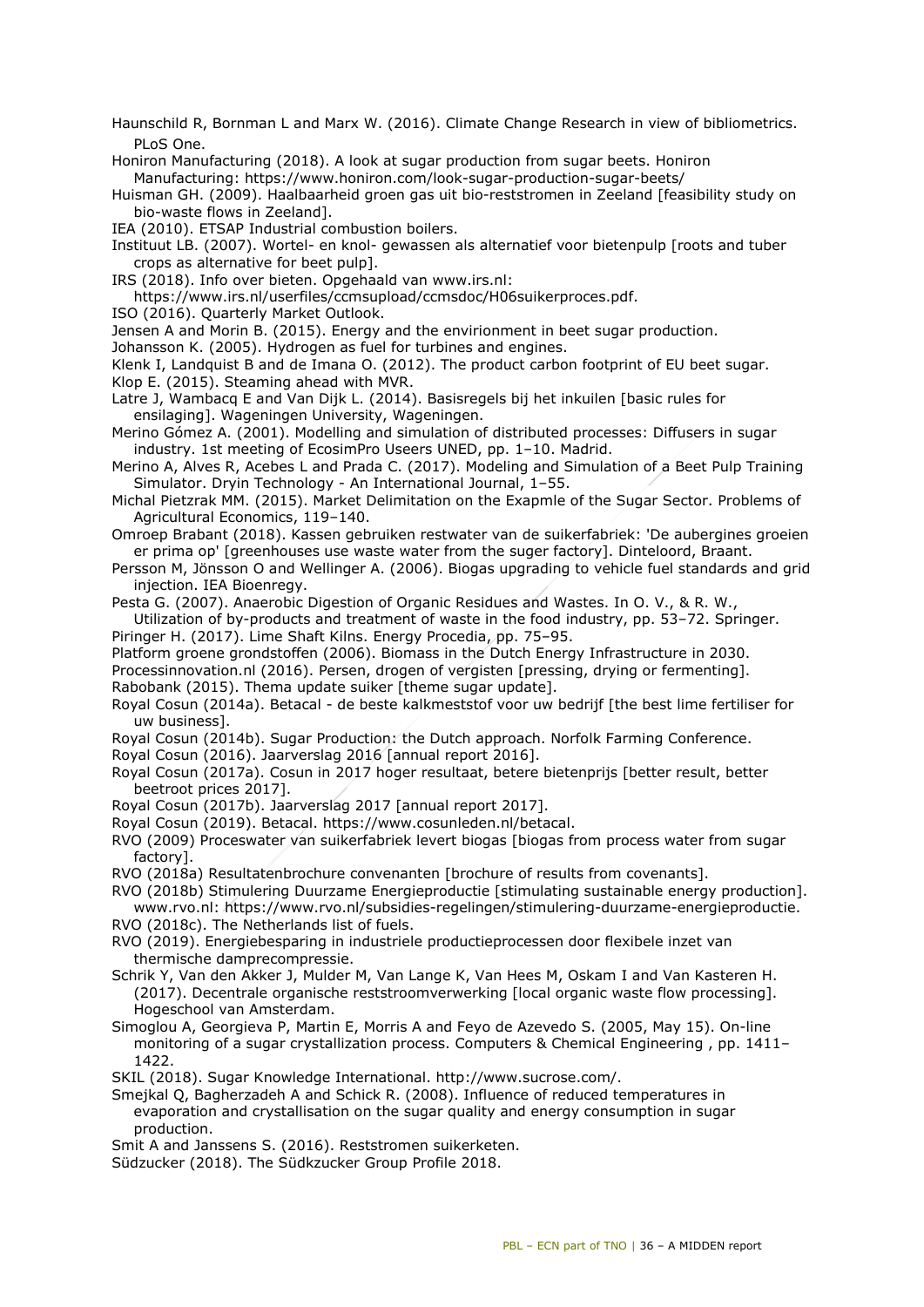Haunschild R, Bornman L and Marx W. (2016). Climate Change Research in view of bibliometrics. PLoS One.

Honiron Manufacturing (2018). A look at sugar production from sugar beets. Honiron Manufacturing: https://www.honiron.com/look-sugar-production-sugar-beets/

Huisman GH. (2009). Haalbaarheid groen gas uit bio-reststromen in Zeeland [feasibility study on bio-waste flows in Zeeland].

IEA (2010). ETSAP Industrial combustion boilers.

Instituut LB. (2007). Wortel- en knol- gewassen als alternatief voor bietenpulp [roots and tuber crops as alternative for beet pulp].

IRS (2018). Info over bieten. Opgehaald van www.irs.nl: https://www.irs.nl/userfiles/ccmsupload/ccmsdoc/H06suikerproces.pdf.

ISO (2016). Quarterly Market Outlook.

Jensen A and Morin B. (2015). Energy and the envirionment in beet sugar production.

Johansson K. (2005). Hydrogen as fuel for turbines and engines.

Klenk I, Landquist B and de Imana O. (2012). The product carbon footprint of EU beet sugar.

Klop E. (2015). Steaming ahead with MVR.

Latre J, Wambacq E and Van Dijk L. (2014). Basisregels bij het inkuilen [basic rules for ensilaging]. Wageningen University, Wageningen.

Merino Gómez A. (2001). Modelling and simulation of distributed processes: Diffusers in sugar industry. 1st meeting of EcosimPro Useers UNED, pp. 1–10. Madrid.

Merino A, Alves R, Acebes L and Prada C. (2017). Modeling and Simulation of a Beet Pulp Training Simulator. Dryin Technology - An International Journal, 1–55.

Michal Pietzrak MM. (2015). Market Delimitation on the Exapmle of the Sugar Sector. Problems of Agricultural Economics, 119–140.

Omroep Brabant (2018). Kassen gebruiken restwater van de suikerfabriek: 'De aubergines groeien er prima op' [greenhouses use waste water from the suger factory]. Dinteloord, Braant.

Persson M, Jönsson O and Wellinger A. (2006). Biogas upgrading to vehicle fuel standards and grid injection. IEA Bioenregy.

Pesta G. (2007). Anaerobic Digestion of Organic Residues and Wastes. In O. V., & R. W., Utilization of by-products and treatment of waste in the food industry, pp. 53–72. Springer.

Piringer H. (2017). Lime Shaft Kilns. Energy Procedia, pp. 75–95.

Platform groene grondstoffen (2006). Biomass in the Dutch Energy Infrastructure in 2030.

Processinnovation.nl (2016). Persen, drogen of vergisten [pressing, drying or fermenting].

Rabobank (2015). Thema update suiker [theme sugar update].

Royal Cosun (2014a). Betacal - de beste kalkmeststof voor uw bedrijf [the best lime fertiliser for uw business].

Royal Cosun (2014b). Sugar Production: the Dutch approach. Norfolk Farming Conference.

Royal Cosun (2016). Jaarverslag 2016 [annual report 2016].

Royal Cosun (2017a). Cosun in 2017 hoger resultaat, betere bietenprijs [better result, better beetroot prices 2017].

Royal Cosun (2017b). Jaarverslag 2017 [annual report 2017].

Royal Cosun (2019). Betacal. https://www.cosunleden.nl/betacal.

RVO (2009) Proceswater van suikerfabriek levert biogas [biogas from process water from sugar factory].

RVO (2018a) Resultatenbrochure convenanten [brochure of results from covenants].

RVO (2018b) Stimulering Duurzame Energieproductie [stimulating sustainable energy production]. www.rvo.nl: https://www.rvo.nl/subsidies-regelingen/stimulering-duurzame-energieproductie.

RVO (2018c). The Netherlands list of fuels.

RVO (2019). Energiebesparing in industriele productieprocessen door flexibele inzet van thermische damprecompressie.

Schrik Y, Van den Akker J, Mulder M, Van Lange K, Van Hees M, Oskam I and Van Kasteren H. (2017). Decentrale organische reststroomverwerking [local organic waste flow processing]. Hogeschool van Amsterdam.

Simoglou A, Georgieva P, Martin E, Morris A and Feyo de Azevedo S. (2005, May 15). On-line monitoring of a sugar crystallization process. Computers & Chemical Engineering , pp. 1411–1422.

SKIL (2018). Sugar Knowledge International. http://www.sucrose.com/.

Smejkal Q, Bagherzadeh A and Schick R. (2008). Influence of reduced temperatures in evaporation and crystallisation on the sugar quality and energy consumption in sugar production.

Smit A and Janssens S. (2016). Reststromen suikerketen.

Südzucker (2018). The Südkzucker Group Profile 2018.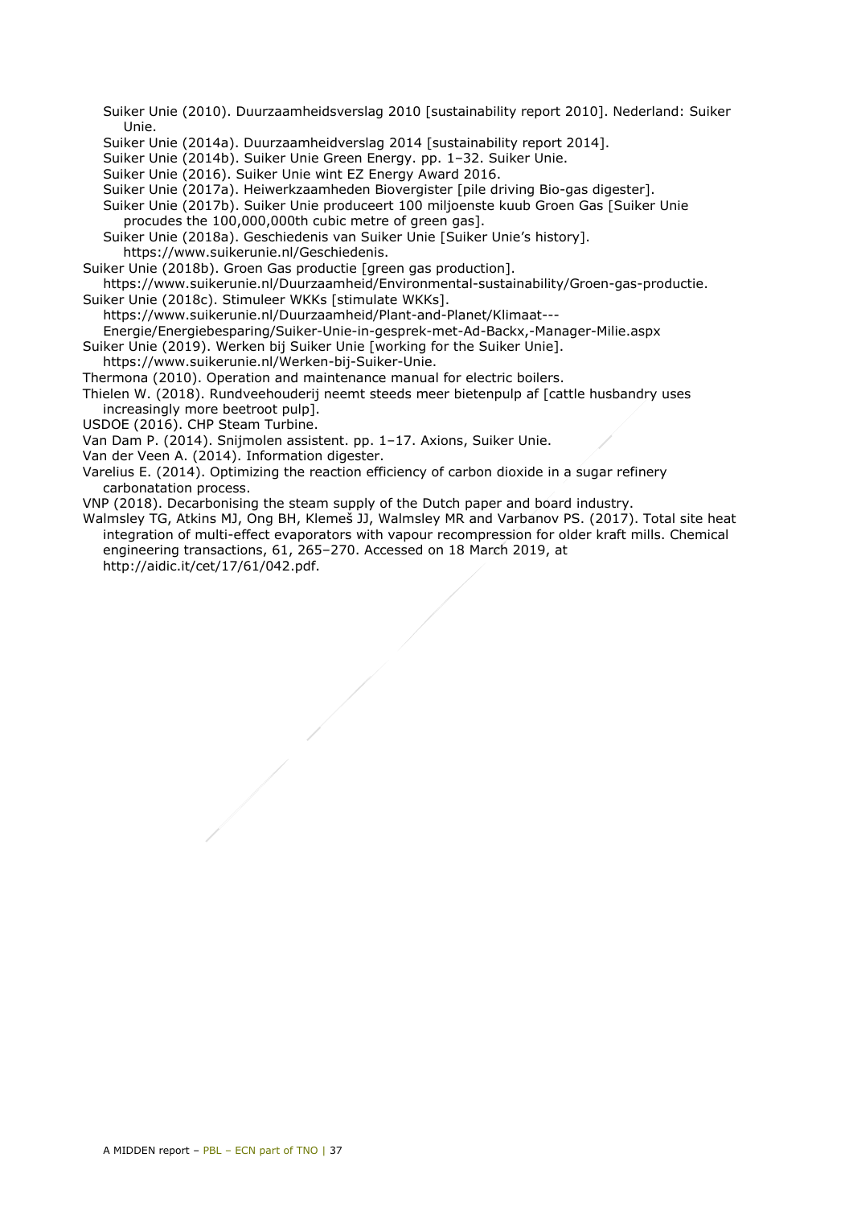Suiker Unie (2010). Duurzaamheidsverslag 2010 [sustainability report 2010]. Nederland: Suiker Unie.

Suiker Unie (2014a). Duurzaamheidverslag 2014 [sustainability report 2014].

Suiker Unie (2014b). Suiker Unie Green Energy. pp. 1–32. Suiker Unie.

Suiker Unie (2016). Suiker Unie wint EZ Energy Award 2016.

Suiker Unie (2017a). Heiwerkzaamheden Biovergister [pile driving Bio-gas digester].

Suiker Unie (2017b). Suiker Unie produceert 100 miljoenste kuub Groen Gas [Suiker Unie procudes the 100,000,000th cubic metre of green gas].

Suiker Unie (2018a). Geschiedenis van Suiker Unie [Suiker Unie's history]. https://www.suikerunie.nl/Geschiedenis.

Suiker Unie (2018b). Groen Gas productie [green gas production]. https://www.suikerunie.nl/Duurzaamheid/Environmental-sustainability/Groen-gas-productie.

Suiker Unie (2018c). Stimuleer WKKs [stimulate WKKs]. https://www.suikerunie.nl/Duurzaamheid/Plant-and-Planet/Klimaat---Energie/Energiebesparing/Suiker-Unie-in-gesprek-met-Ad-Backx,-Manager-Milie.aspx

Suiker Unie (2019). Werken bij Suiker Unie [working for the Suiker Unie]. https://www.suikerunie.nl/Werken-bij-Suiker-Unie.

Thermona (2010). Operation and maintenance manual for electric boilers.

Thielen W. (2018). Rundveehouderij neemt steeds meer bietenpulp af [cattle husbandry uses increasingly more beetroot pulp].

USDOE (2016). CHP Steam Turbine.

Van Dam P. (2014). Snijmolen assistent. pp. 1–17. Axions, Suiker Unie.

Van der Veen A. (2014). Information digester.

Varelius E. (2014). Optimizing the reaction efficiency of carbon dioxide in a sugar refinery carbonatation process.

VNP (2018). Decarbonising the steam supply of the Dutch paper and board industry.

Walmsley TG, Atkins MJ, Ong BH, Klemeš JJ, Walmsley MR and Varbanov PS. (2017). Total site heat integration of multi-effect evaporators with vapour recompression for older kraft mills. Chemical engineering transactions, 61, 265–270. Accessed on 18 March 2019, at http://aidic.it/cet/17/61/042.pdf.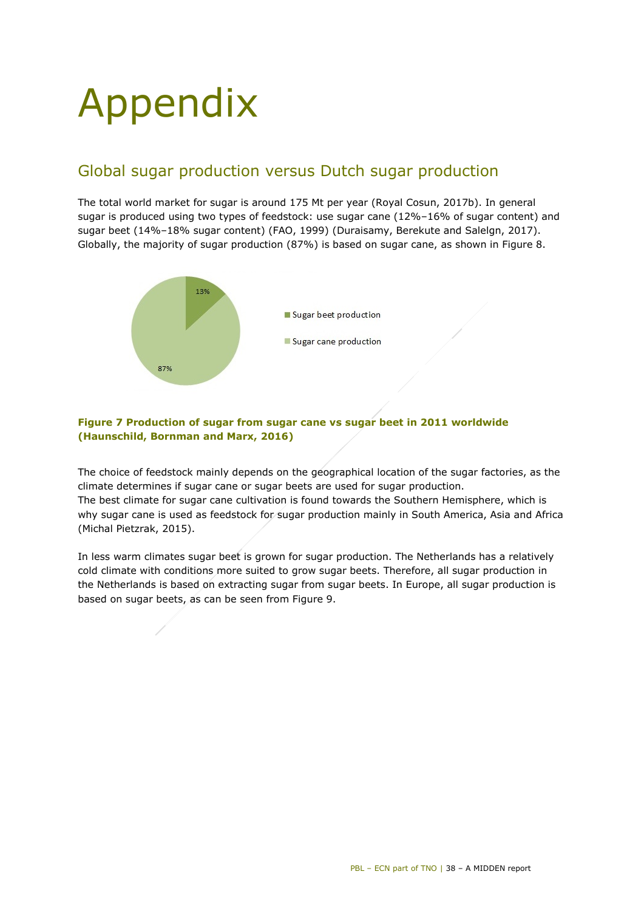# Appendix

## Global sugar production versus Dutch sugar production

The total world market for sugar is around 175 Mt per year (Royal Cosun, 2017b). In general sugar is produced using two types of feedstock: use sugar cane (12%–16% of sugar content) and sugar beet (14%–18% sugar content) (FAO, 1999) (Duraisamy, Berekute and Salelgn, 2017). Globally, the majority of sugar production (87%) is based on sugar cane, as shown in Figure 8.

**Figure 7 Production of sugar from sugar cane vs sugar beet in 2011 worldwide (Haunschild, Bornman and Marx, 2016)**

The choice of feedstock mainly depends on the geographical location of the sugar factories, as the climate determines if sugar cane or sugar beets are used for sugar production.
The best climate for sugar cane cultivation is found towards the Southern Hemisphere, which is why sugar cane is used as feedstock for sugar production mainly in South America, Asia and Africa (Michal Pietzrak, 2015).

In less warm climates sugar beet is grown for sugar production. The Netherlands has a relatively cold climate with conditions more suited to grow sugar beets. Therefore, all sugar production in the Netherlands is based on extracting sugar from sugar beets. In Europe, all sugar production is based on sugar beets, as can be seen from Figure 9.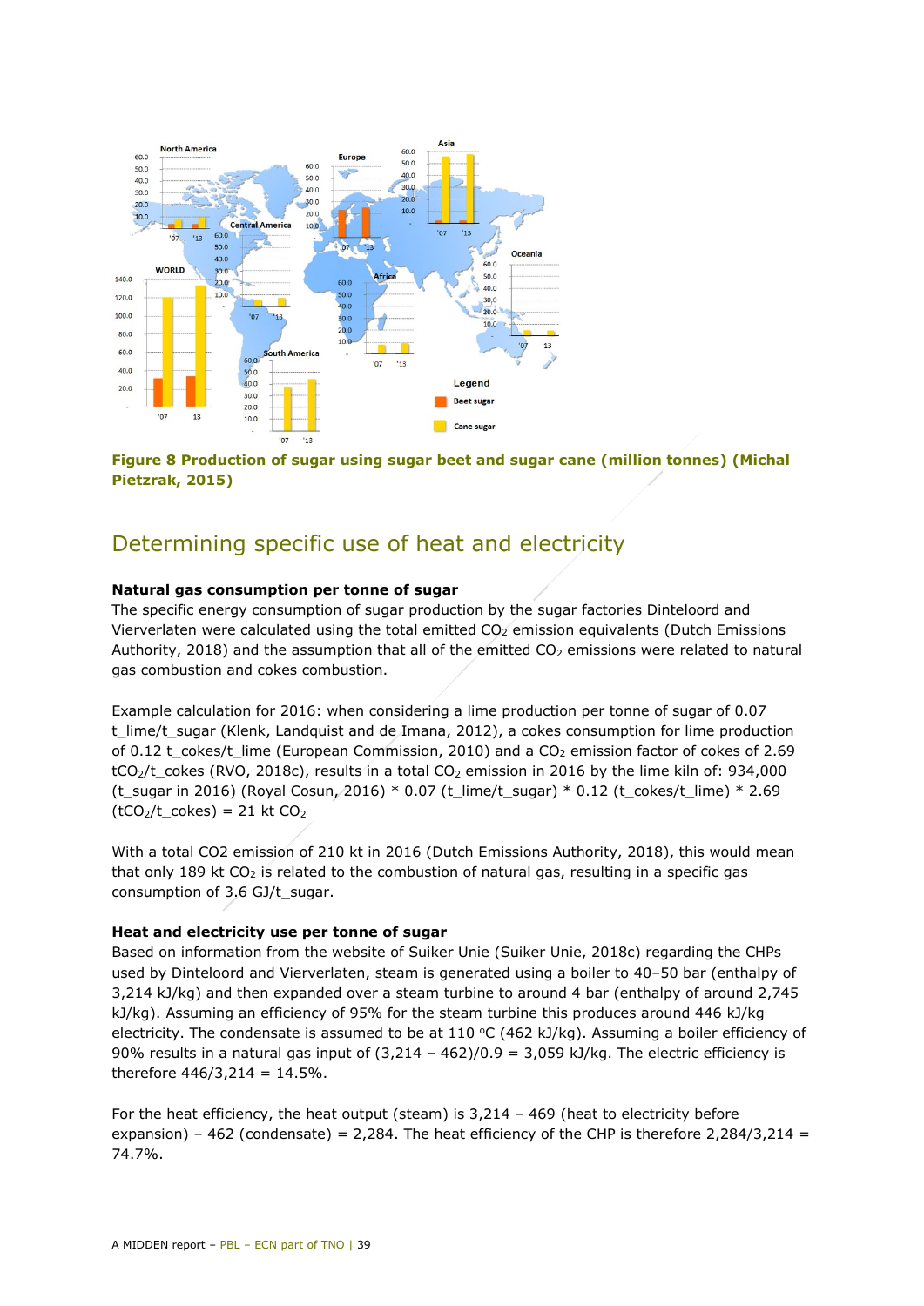**Figure 8 Production of sugar using sugar beet and sugar cane (million tonnes) (Michal Pietrzak, 2015)**

## Determining specific use of heat and electricity

**Natural gas consumption per tonne of sugar**

The specific energy consumption of sugar production by the sugar factories Dinteloord and Vierverlaten were calculated using the total emitted $CO_2$ emission equivalents (Dutch Emissions Authority, 2018) and the assumption that all of the emitted $CO_2$ emissions were related to natural gas combustion and cokes combustion.

Example calculation for 2016: when considering a lime production per tonne of sugar of 0.07 t_lime/t_sugar (Klenk, Landquist and de Imana, 2012), a cokes consumption for lime production of 0.12 t_cokes/t_lime (European Commission, 2010) and a $CO_2$ emission factor of cokes of 2.69 $tCO_2$/t_cokes (RVO, 2018c), results in a total $CO_2$ emission in 2016 by the lime kiln of: 934,000 (t_sugar in 2016) (Royal Cosun, 2016) * 0.07 (t_lime/t_sugar) * 0.12 (t_cokes/t_lime) * 2.69 ($tCO_2$/t_cokes) = 21 kt $CO_2$

With a total CO2 emission of 210 kt in 2016 (Dutch Emissions Authority, 2018), this would mean that only 189 kt $CO_2$ is related to the combustion of natural gas, resulting in a specific gas consumption of 3.6 GJ/t_sugar.

**Heat and electricity use per tonne of sugar**

Based on information from the website of Suiker Unie (Suiker Unie, 2018c) regarding the CHPs used by Dinteloord and Vierverlaten, steam is generated using a boiler to 40–50 bar (enthalpy of 3,214 kJ/kg) and then expanded over a steam turbine to around 4 bar (enthalpy of around 2,745 kJ/kg). Assuming an efficiency of 95% for the steam turbine this produces around 446 kJ/kg electricity. The condensate is assumed to be at 110 °C (462 kJ/kg). Assuming a boiler efficiency of 90% results in a natural gas input of (3,214 – 462)/0.9 = 3,059 kJ/kg. The electric efficiency is therefore 446/3,214 = 14.5%.

For the heat efficiency, the heat output (steam) is 3,214 – 469 (heat to electricity before expansion) – 462 (condensate) = 2,284. The heat efficiency of the CHP is therefore 2,284/3,214 = 74.7%.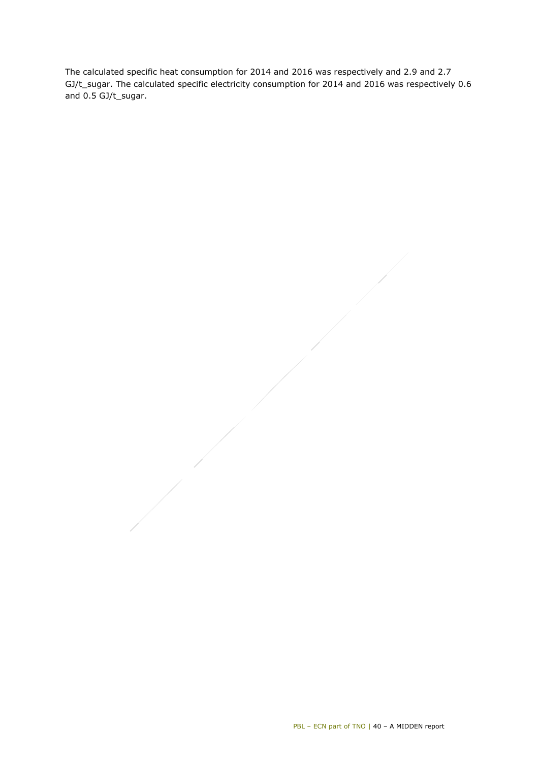The calculated specific heat consumption for 2014 and 2016 was respectively and 2.9 and 2.7 GJ/t_sugar. The calculated specific electricity consumption for 2014 and 2016 was respectively 0.6 and 0.5 GJ/t_sugar.